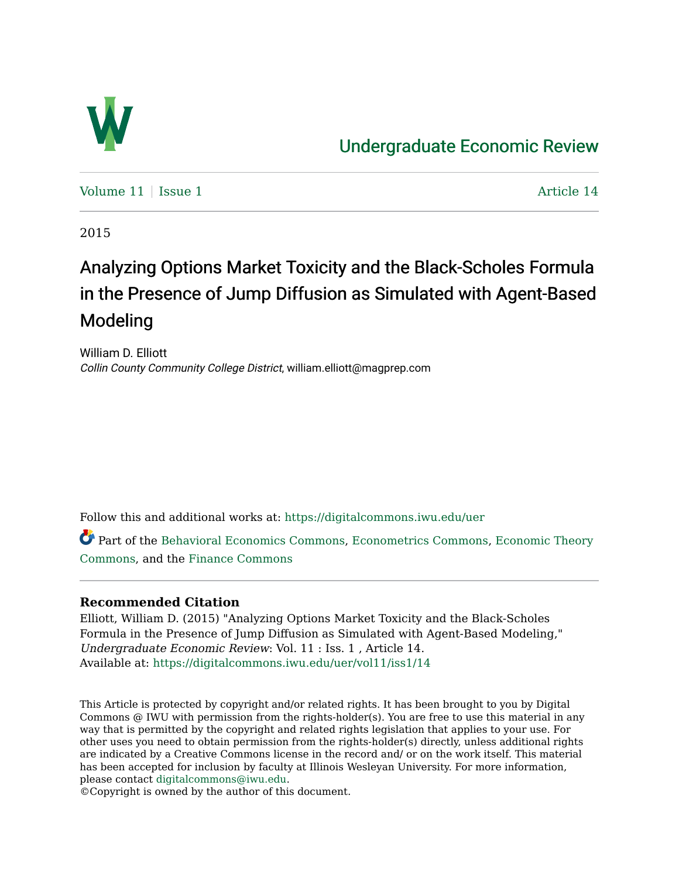Undergraduate Economic Review

Volume 11 | Issue 1 — Article 14

2015

# Analyzing Options Market Toxicity and the Black-Scholes Formula in the Presence of Jump Diffusion as Simulated with Agent-Based Modeling

William D. Elliott
*Collin County Community College District*, william.elliott@magprep.com

Follow this and additional works at: https://digitalcommons.iwu.edu/uer

Part of the Behavioral Economics Commons, Econometrics Commons, Economic Theory Commons, and the Finance Commons

### Recommended Citation

Elliott, William D. (2015) "Analyzing Options Market Toxicity and the Black-Scholes Formula in the Presence of Jump Diffusion as Simulated with Agent-Based Modeling," *Undergraduate Economic Review*: Vol. 11 : Iss. 1 , Article 14.
Available at: https://digitalcommons.iwu.edu/uer/vol11/iss1/14

This Article is protected by copyright and/or related rights. It has been brought to you by Digital Commons @ IWU with permission from the rights-holder(s). You are free to use this material in any way that is permitted by the copyright and related rights legislation that applies to your use. For other uses you need to obtain permission from the rights-holder(s) directly, unless additional rights are indicated by a Creative Commons license in the record and/ or on the work itself. This material has been accepted for inclusion by faculty at Illinois Wesleyan University. For more information, please contact digitalcommons@iwu.edu.
©Copyright is owned by the author of this document.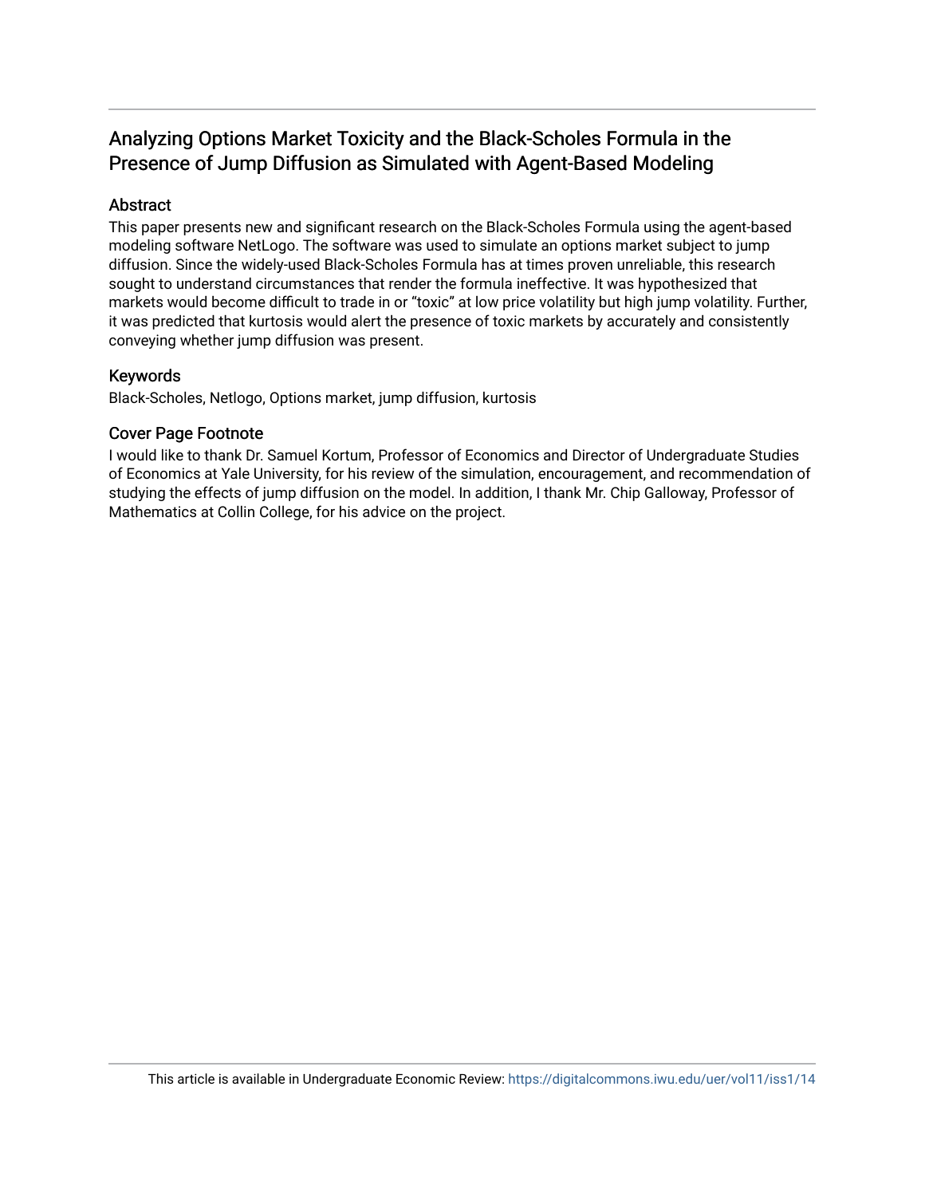# Analyzing Options Market Toxicity and the Black-Scholes Formula in the Presence of Jump Diffusion as Simulated with Agent-Based Modeling

## Abstract

This paper presents new and significant research on the Black-Scholes Formula using the agent-based modeling software NetLogo. The software was used to simulate an options market subject to jump diffusion. Since the widely-used Black-Scholes Formula has at times proven unreliable, this research sought to understand circumstances that render the formula ineffective. It was hypothesized that markets would become difficult to trade in or "toxic" at low price volatility but high jump volatility. Further, it was predicted that kurtosis would alert the presence of toxic markets by accurately and consistently conveying whether jump diffusion was present.

## Keywords

Black-Scholes, Netlogo, Options market, jump diffusion, kurtosis

## Cover Page Footnote

I would like to thank Dr. Samuel Kortum, Professor of Economics and Director of Undergraduate Studies of Economics at Yale University, for his review of the simulation, encouragement, and recommendation of studying the effects of jump diffusion on the model. In addition, I thank Mr. Chip Galloway, Professor of Mathematics at Collin College, for his advice on the project.

This article is available in Undergraduate Economic Review: https://digitalcommons.iwu.edu/uer/vol11/iss1/14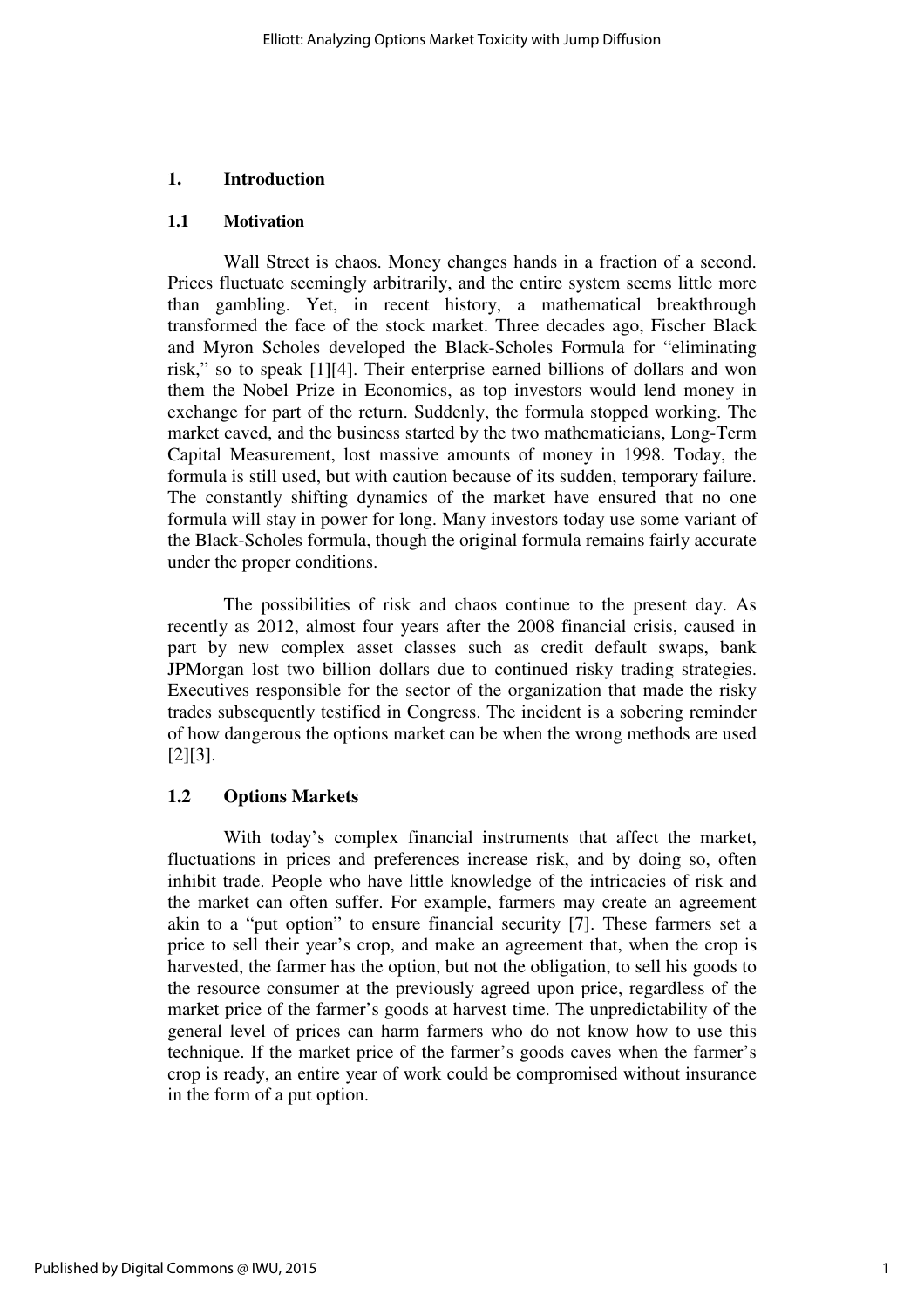# 1. Introduction

## 1.1 Motivation

Wall Street is chaos. Money changes hands in a fraction of a second. Prices fluctuate seemingly arbitrarily, and the entire system seems little more than gambling. Yet, in recent history, a mathematical breakthrough transformed the face of the stock market. Three decades ago, Fischer Black and Myron Scholes developed the Black-Scholes Formula for "eliminating risk," so to speak [1][4]. Their enterprise earned billions of dollars and won them the Nobel Prize in Economics, as top investors would lend money in exchange for part of the return. Suddenly, the formula stopped working. The market caved, and the business started by the two mathematicians, Long-Term Capital Measurement, lost massive amounts of money in 1998. Today, the formula is still used, but with caution because of its sudden, temporary failure. The constantly shifting dynamics of the market have ensured that no one formula will stay in power for long. Many investors today use some variant of the Black-Scholes formula, though the original formula remains fairly accurate under the proper conditions.

The possibilities of risk and chaos continue to the present day. As recently as 2012, almost four years after the 2008 financial crisis, caused in part by new complex asset classes such as credit default swaps, bank JPMorgan lost two billion dollars due to continued risky trading strategies. Executives responsible for the sector of the organization that made the risky trades subsequently testified in Congress. The incident is a sobering reminder of how dangerous the options market can be when the wrong methods are used [2][3].

## 1.2 Options Markets

With today's complex financial instruments that affect the market, fluctuations in prices and preferences increase risk, and by doing so, often inhibit trade. People who have little knowledge of the intricacies of risk and the market can often suffer. For example, farmers may create an agreement akin to a "put option" to ensure financial security [7]. These farmers set a price to sell their year's crop, and make an agreement that, when the crop is harvested, the farmer has the option, but not the obligation, to sell his goods to the resource consumer at the previously agreed upon price, regardless of the market price of the farmer's goods at harvest time. The unpredictability of the general level of prices can harm farmers who do not know how to use this technique. If the market price of the farmer's goods caves when the farmer's crop is ready, an entire year of work could be compromised without insurance in the form of a put option.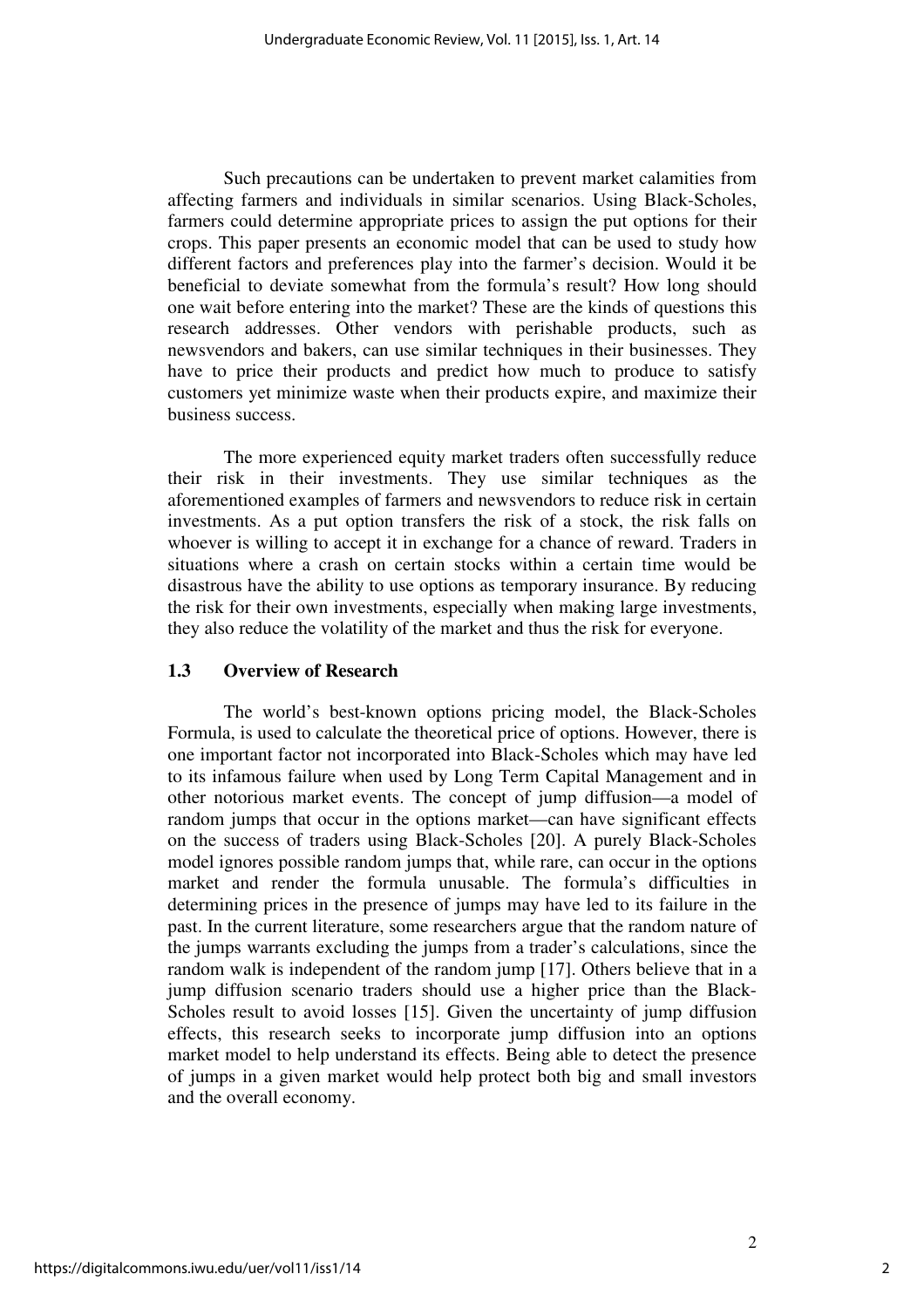Such precautions can be undertaken to prevent market calamities from affecting farmers and individuals in similar scenarios. Using Black-Scholes, farmers could determine appropriate prices to assign the put options for their crops. This paper presents an economic model that can be used to study how different factors and preferences play into the farmer's decision. Would it be beneficial to deviate somewhat from the formula's result? How long should one wait before entering into the market? These are the kinds of questions this research addresses. Other vendors with perishable products, such as newsvendors and bakers, can use similar techniques in their businesses. They have to price their products and predict how much to produce to satisfy customers yet minimize waste when their products expire, and maximize their business success.

The more experienced equity market traders often successfully reduce their risk in their investments. They use similar techniques as the aforementioned examples of farmers and newsvendors to reduce risk in certain investments. As a put option transfers the risk of a stock, the risk falls on whoever is willing to accept it in exchange for a chance of reward. Traders in situations where a crash on certain stocks within a certain time would be disastrous have the ability to use options as temporary insurance. By reducing the risk for their own investments, especially when making large investments, they also reduce the volatility of the market and thus the risk for everyone.

### 1.3 Overview of Research

The world's best-known options pricing model, the Black-Scholes Formula, is used to calculate the theoretical price of options. However, there is one important factor not incorporated into Black-Scholes which may have led to its infamous failure when used by Long Term Capital Management and in other notorious market events. The concept of jump diffusion—a model of random jumps that occur in the options market—can have significant effects on the success of traders using Black-Scholes [20]. A purely Black-Scholes model ignores possible random jumps that, while rare, can occur in the options market and render the formula unusable. The formula's difficulties in determining prices in the presence of jumps may have led to its failure in the past. In the current literature, some researchers argue that the random nature of the jumps warrants excluding the jumps from a trader's calculations, since the random walk is independent of the random jump [17]. Others believe that in a jump diffusion scenario traders should use a higher price than the Black-Scholes result to avoid losses [15]. Given the uncertainty of jump diffusion effects, this research seeks to incorporate jump diffusion into an options market model to help understand its effects. Being able to detect the presence of jumps in a given market would help protect both big and small investors and the overall economy.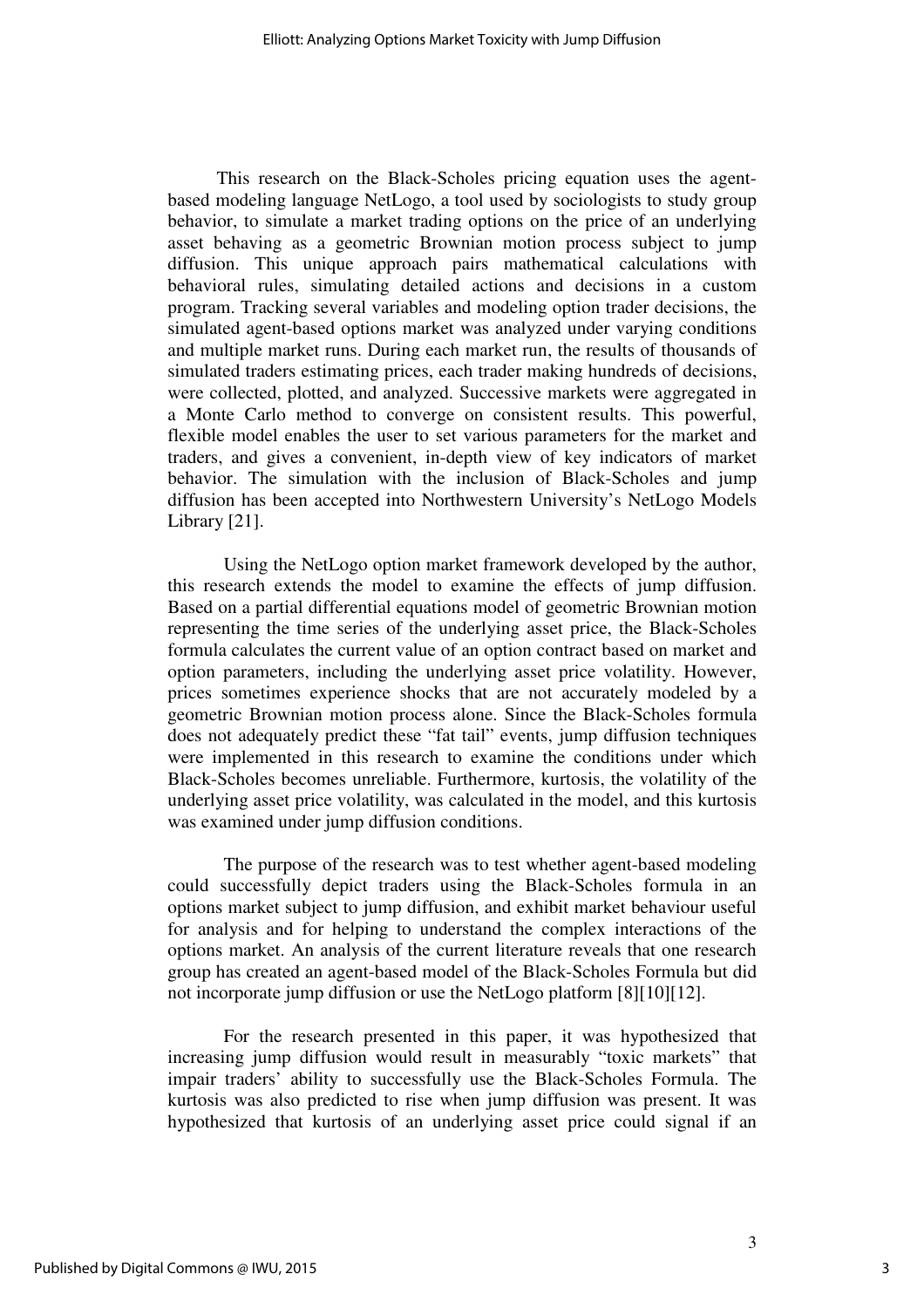This research on the Black-Scholes pricing equation uses the agent-based modeling language NetLogo, a tool used by sociologists to study group behavior, to simulate a market trading options on the price of an underlying asset behaving as a geometric Brownian motion process subject to jump diffusion. This unique approach pairs mathematical calculations with behavioral rules, simulating detailed actions and decisions in a custom program. Tracking several variables and modeling option trader decisions, the simulated agent-based options market was analyzed under varying conditions and multiple market runs. During each market run, the results of thousands of simulated traders estimating prices, each trader making hundreds of decisions, were collected, plotted, and analyzed. Successive markets were aggregated in a Monte Carlo method to converge on consistent results. This powerful, flexible model enables the user to set various parameters for the market and traders, and gives a convenient, in-depth view of key indicators of market behavior. The simulation with the inclusion of Black-Scholes and jump diffusion has been accepted into Northwestern University's NetLogo Models Library [21].

Using the NetLogo option market framework developed by the author, this research extends the model to examine the effects of jump diffusion. Based on a partial differential equations model of geometric Brownian motion representing the time series of the underlying asset price, the Black-Scholes formula calculates the current value of an option contract based on market and option parameters, including the underlying asset price volatility. However, prices sometimes experience shocks that are not accurately modeled by a geometric Brownian motion process alone. Since the Black-Scholes formula does not adequately predict these "fat tail" events, jump diffusion techniques were implemented in this research to examine the conditions under which Black-Scholes becomes unreliable. Furthermore, kurtosis, the volatility of the underlying asset price volatility, was calculated in the model, and this kurtosis was examined under jump diffusion conditions.

The purpose of the research was to test whether agent-based modeling could successfully depict traders using the Black-Scholes formula in an options market subject to jump diffusion, and exhibit market behaviour useful for analysis and for helping to understand the complex interactions of the options market. An analysis of the current literature reveals that one research group has created an agent-based model of the Black-Scholes Formula but did not incorporate jump diffusion or use the NetLogo platform [8][10][12].

For the research presented in this paper, it was hypothesized that increasing jump diffusion would result in measurably "toxic markets" that impair traders' ability to successfully use the Black-Scholes Formula. The kurtosis was also predicted to rise when jump diffusion was present. It was hypothesized that kurtosis of an underlying asset price could signal if an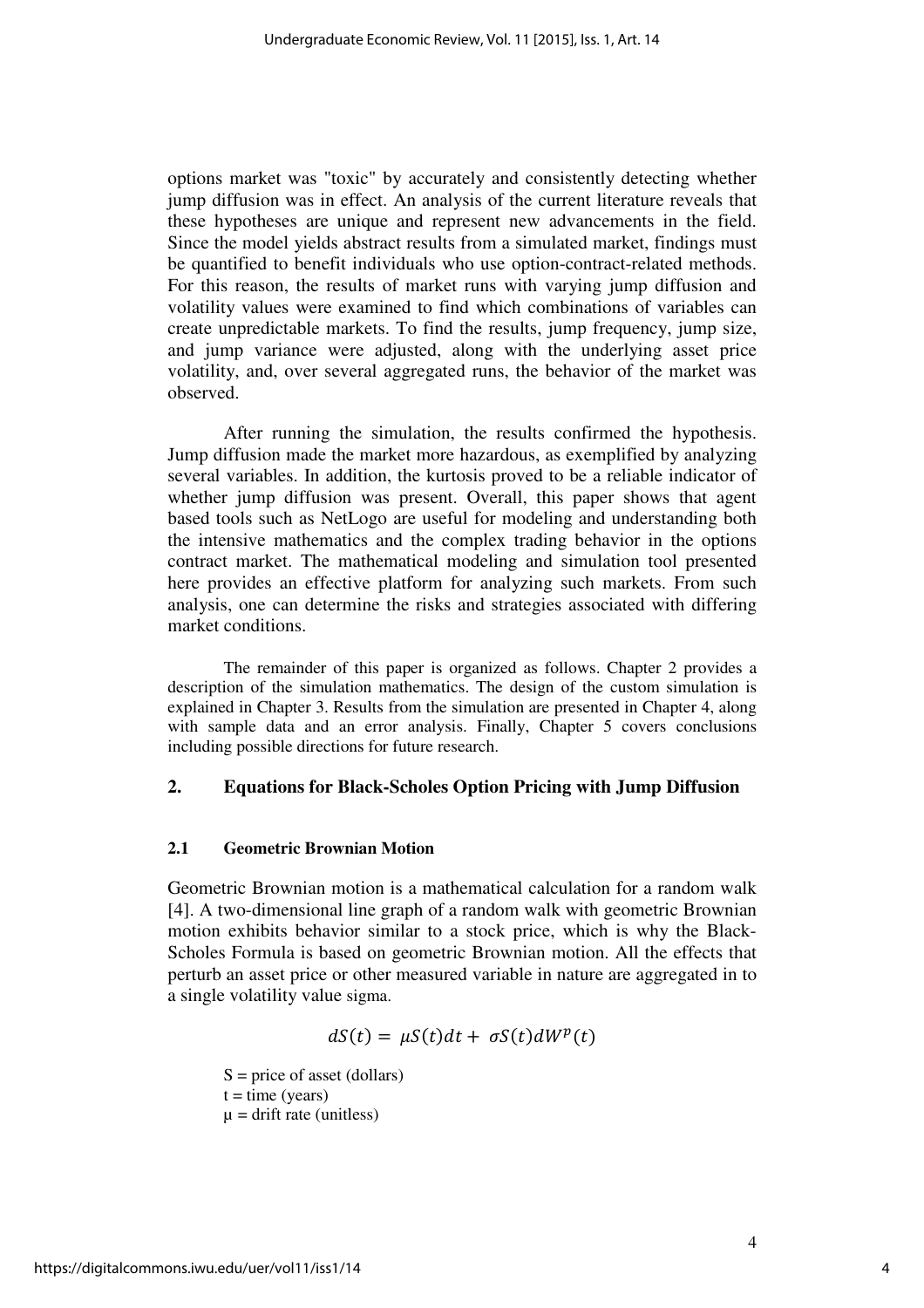options market was "toxic" by accurately and consistently detecting whether jump diffusion was in effect. An analysis of the current literature reveals that these hypotheses are unique and represent new advancements in the field. Since the model yields abstract results from a simulated market, findings must be quantified to benefit individuals who use option-contract-related methods. For this reason, the results of market runs with varying jump diffusion and volatility values were examined to find which combinations of variables can create unpredictable markets. To find the results, jump frequency, jump size, and jump variance were adjusted, along with the underlying asset price volatility, and, over several aggregated runs, the behavior of the market was observed.

After running the simulation, the results confirmed the hypothesis. Jump diffusion made the market more hazardous, as exemplified by analyzing several variables. In addition, the kurtosis proved to be a reliable indicator of whether jump diffusion was present. Overall, this paper shows that agent based tools such as NetLogo are useful for modeling and understanding both the intensive mathematics and the complex trading behavior in the options contract market. The mathematical modeling and simulation tool presented here provides an effective platform for analyzing such markets. From such analysis, one can determine the risks and strategies associated with differing market conditions.

The remainder of this paper is organized as follows. Chapter 2 provides a description of the simulation mathematics. The design of the custom simulation is explained in Chapter 3. Results from the simulation are presented in Chapter 4, along with sample data and an error analysis. Finally, Chapter 5 covers conclusions including possible directions for future research.

## 2. Equations for Black-Scholes Option Pricing with Jump Diffusion

### 2.1 Geometric Brownian Motion

Geometric Brownian motion is a mathematical calculation for a random walk [4]. A two-dimensional line graph of a random walk with geometric Brownian motion exhibits behavior similar to a stock price, which is why the Black-Scholes Formula is based on geometric Brownian motion. All the effects that perturb an asset price or other measured variable in nature are aggregated in to a single volatility value sigma.

$$dS(t) = \mu S(t)dt + \sigma S(t)dW^{p}(t)$$

S = price of asset (dollars)  
t = time (years)  
μ = drift rate (unitless)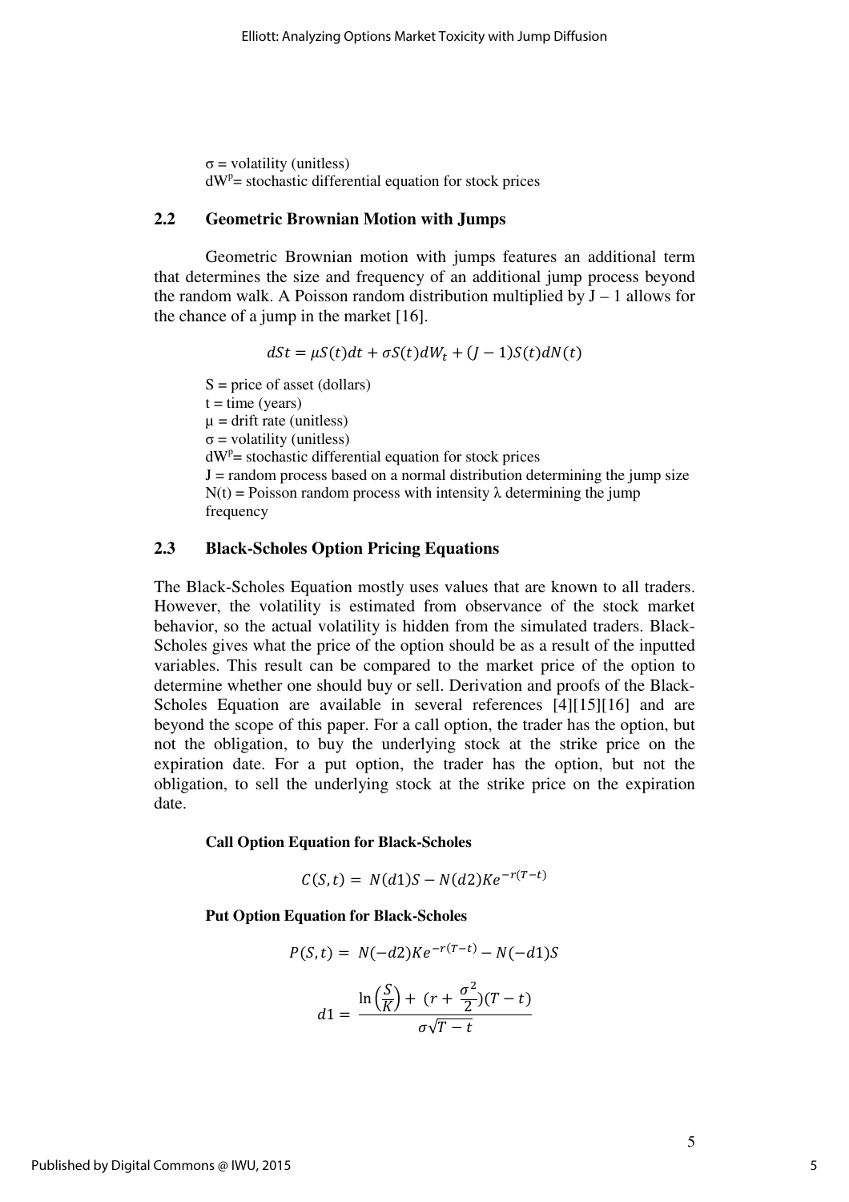σ = volatility (unitless)
$dW^p$= stochastic differential equation for stock prices

## 2.2 Geometric Brownian Motion with Jumps

Geometric Brownian motion with jumps features an additional term that determines the size and frequency of an additional jump process beyond the random walk. A Poisson random distribution multiplied by J – 1 allows for the chance of a jump in the market [16].

$$dSt = \mu S(t)dt + \sigma S(t)dW_t + (J-1)S(t)dN(t)$$

S = price of asset (dollars)
t = time (years)
μ = drift rate (unitless)
σ = volatility (unitless)
$dW^p$= stochastic differential equation for stock prices
J = random process based on a normal distribution determining the jump size
N(t) = Poisson random process with intensity λ determining the jump frequency

## 2.3 Black-Scholes Option Pricing Equations

The Black-Scholes Equation mostly uses values that are known to all traders. However, the volatility is estimated from observance of the stock market behavior, so the actual volatility is hidden from the simulated traders. Black-Scholes gives what the price of the option should be as a result of the inputted variables. This result can be compared to the market price of the option to determine whether one should buy or sell. Derivation and proofs of the Black-Scholes Equation are available in several references [4][15][16] and are beyond the scope of this paper. For a call option, the trader has the option, but not the obligation, to buy the underlying stock at the strike price on the expiration date. For a put option, the trader has the option, but not the obligation, to sell the underlying stock at the strike price on the expiration date.

**Call Option Equation for Black-Scholes**

$$C(S,t) = N(d1)S - N(d2)Ke^{-r(T-t)}$$

**Put Option Equation for Black-Scholes**

$$P(S,t) = N(-d2)Ke^{-r(T-t)} - N(-d1)S$$

$$d1 = \frac{\ln\left(\frac{S}{K}\right) + \left(r + \frac{\sigma^2}{2}\right)(T-t)}{\sigma\sqrt{T-t}}$$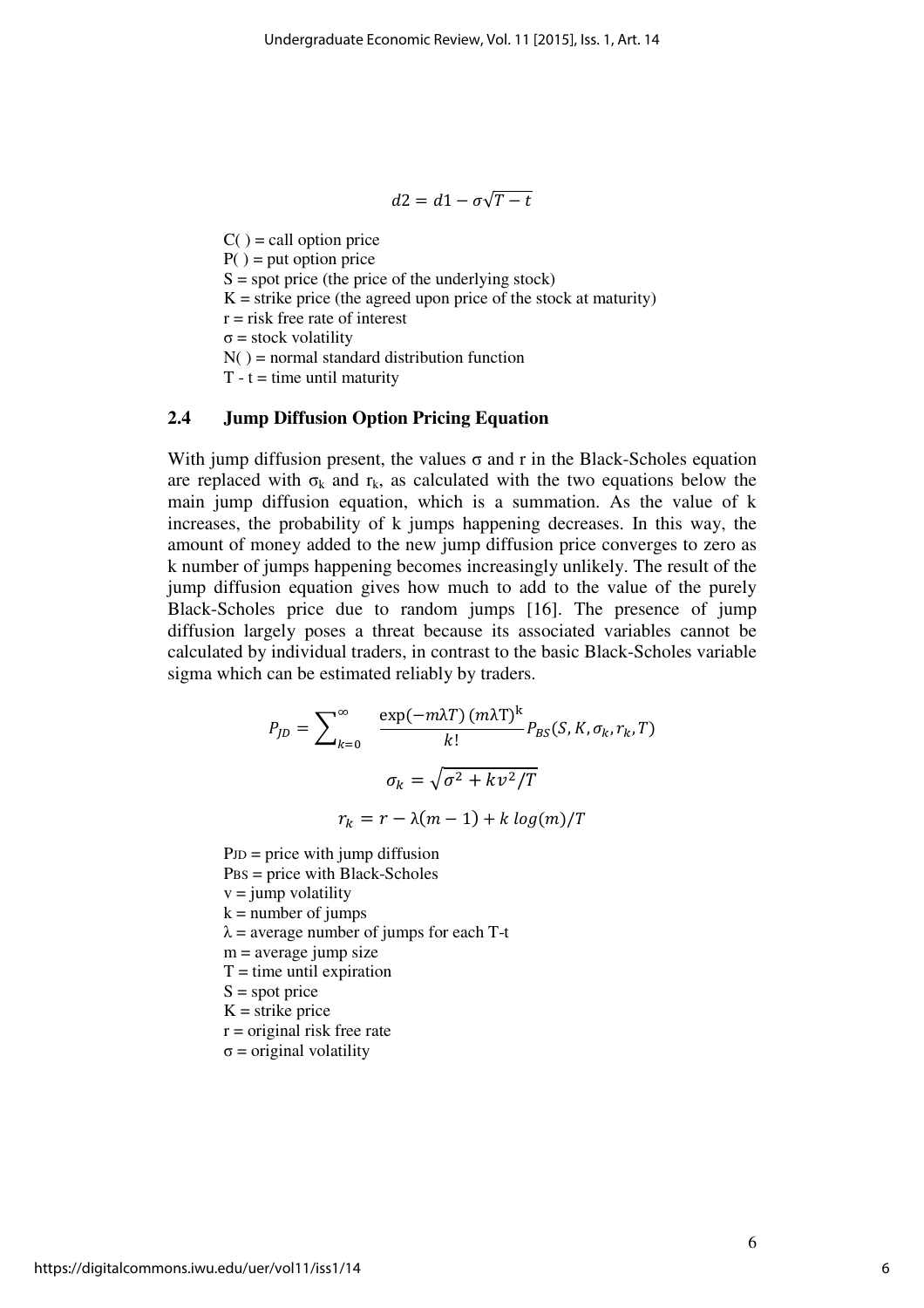$$d2 = d1 - \sigma\sqrt{T-t}$$

$C(\ )$ = call option price
$P(\ )$ = put option price
$S$ = spot price (the price of the underlying stock)
$K$ = strike price (the agreed upon price of the stock at maturity)
$r$ = risk free rate of interest
$\sigma$ = stock volatility
$N(\ )$ = normal standard distribution function
$T - t$ = time until maturity

### 2.4 Jump Diffusion Option Pricing Equation

With jump diffusion present, the values σ and r in the Black-Scholes equation are replaced with $\sigma_k$ and $r_k$, as calculated with the two equations below the main jump diffusion equation, which is a summation. As the value of k increases, the probability of k jumps happening decreases. In this way, the amount of money added to the new jump diffusion price converges to zero as k number of jumps happening becomes increasingly unlikely. The result of the jump diffusion equation gives how much to add to the value of the purely Black-Scholes price due to random jumps [16]. The presence of jump diffusion largely poses a threat because its associated variables cannot be calculated by individual traders, in contrast to the basic Black-Scholes variable sigma which can be estimated reliably by traders.

$$P_{JD} = \sum_{k=0}^{\infty} \frac{\exp(-m\lambda T)\,(m\lambda T)^k}{k!} P_{BS}(S, K, \sigma_k, r_k, T)$$

$$\sigma_k = \sqrt{\sigma^2 + kv^2/T}$$

$$r_k = r - \lambda(m-1) + k\,log(m)/T$$

$P_{JD}$ = price with jump diffusion
$P_{BS}$ = price with Black-Scholes
$v$ = jump volatility
$k$ = number of jumps
$\lambda$ = average number of jumps for each T-t
$m$ = average jump size
$T$ = time until expiration
$S$ = spot price
$K$ = strike price
$r$ = original risk free rate
$\sigma$ = original volatility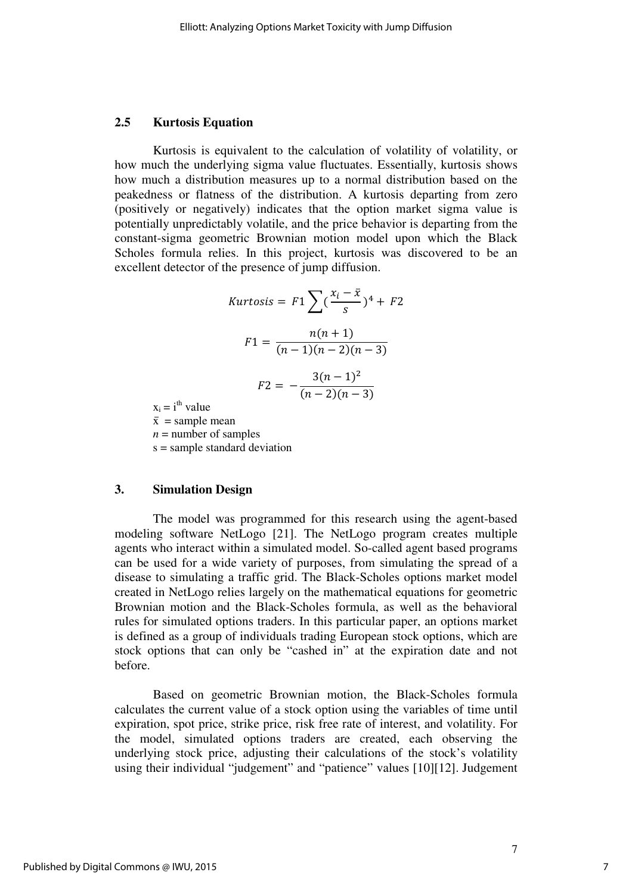### 2.5 Kurtosis Equation

Kurtosis is equivalent to the calculation of volatility of volatility, or how much the underlying sigma value fluctuates. Essentially, kurtosis shows how much a distribution measures up to a normal distribution based on the peakedness or flatness of the distribution. A kurtosis departing from zero (positively or negatively) indicates that the option market sigma value is potentially unpredictably volatile, and the price behavior is departing from the constant-sigma geometric Brownian motion model upon which the Black Scholes formula relies. In this project, kurtosis was discovered to be an excellent detector of the presence of jump diffusion.

$$Kurtosis = F1\sum\left(\frac{x_i - \bar{x}}{s}\right)^4 + F2$$

$$F1 = \frac{n(n+1)}{(n-1)(n-2)(n-3)}$$

$$F2 = -\frac{3(n-1)^2}{(n-2)(n-3)}$$

$x_i$ = $i^{th}$ value
$\bar{x}$ = sample mean
$n$ = number of samples
s = sample standard deviation

## 3. Simulation Design

The model was programmed for this research using the agent-based modeling software NetLogo [21]. The NetLogo program creates multiple agents who interact within a simulated model. So-called agent based programs can be used for a wide variety of purposes, from simulating the spread of a disease to simulating a traffic grid. The Black-Scholes options market model created in NetLogo relies largely on the mathematical equations for geometric Brownian motion and the Black-Scholes formula, as well as the behavioral rules for simulated options traders. In this particular paper, an options market is defined as a group of individuals trading European stock options, which are stock options that can only be "cashed in" at the expiration date and not before.

Based on geometric Brownian motion, the Black-Scholes formula calculates the current value of a stock option using the variables of time until expiration, spot price, strike price, risk free rate of interest, and volatility. For the model, simulated options traders are created, each observing the underlying stock price, adjusting their calculations of the stock's volatility using their individual "judgement" and "patience" values [10][12]. Judgement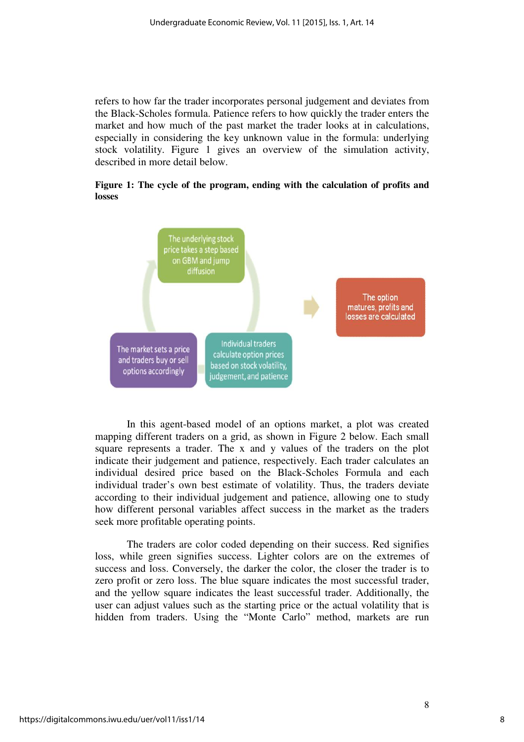refers to how far the trader incorporates personal judgement and deviates from the Black-Scholes formula. Patience refers to how quickly the trader enters the market and how much of the past market the trader looks at in calculations, especially in considering the key unknown value in the formula: underlying stock volatility. Figure 1 gives an overview of the simulation activity, described in more detail below.

**Figure 1: The cycle of the program, ending with the calculation of profits and losses**

The underlying stock price takes a step based on GBM and jump diffusion

Individual traders calculate option prices based on stock volatility, judgement, and patience

The market sets a price and traders buy or sell options accordingly

The option matures, profits and losses are calculated

In this agent-based model of an options market, a plot was created mapping different traders on a grid, as shown in Figure 2 below. Each small square represents a trader. The x and y values of the traders on the plot indicate their judgement and patience, respectively. Each trader calculates an individual desired price based on the Black-Scholes Formula and each individual trader's own best estimate of volatility. Thus, the traders deviate according to their individual judgement and patience, allowing one to study how different personal variables affect success in the market as the traders seek more profitable operating points.

The traders are color coded depending on their success. Red signifies loss, while green signifies success. Lighter colors are on the extremes of success and loss. Conversely, the darker the color, the closer the trader is to zero profit or zero loss. The blue square indicates the most successful trader, and the yellow square indicates the least successful trader. Additionally, the user can adjust values such as the starting price or the actual volatility that is hidden from traders. Using the "Monte Carlo" method, markets are run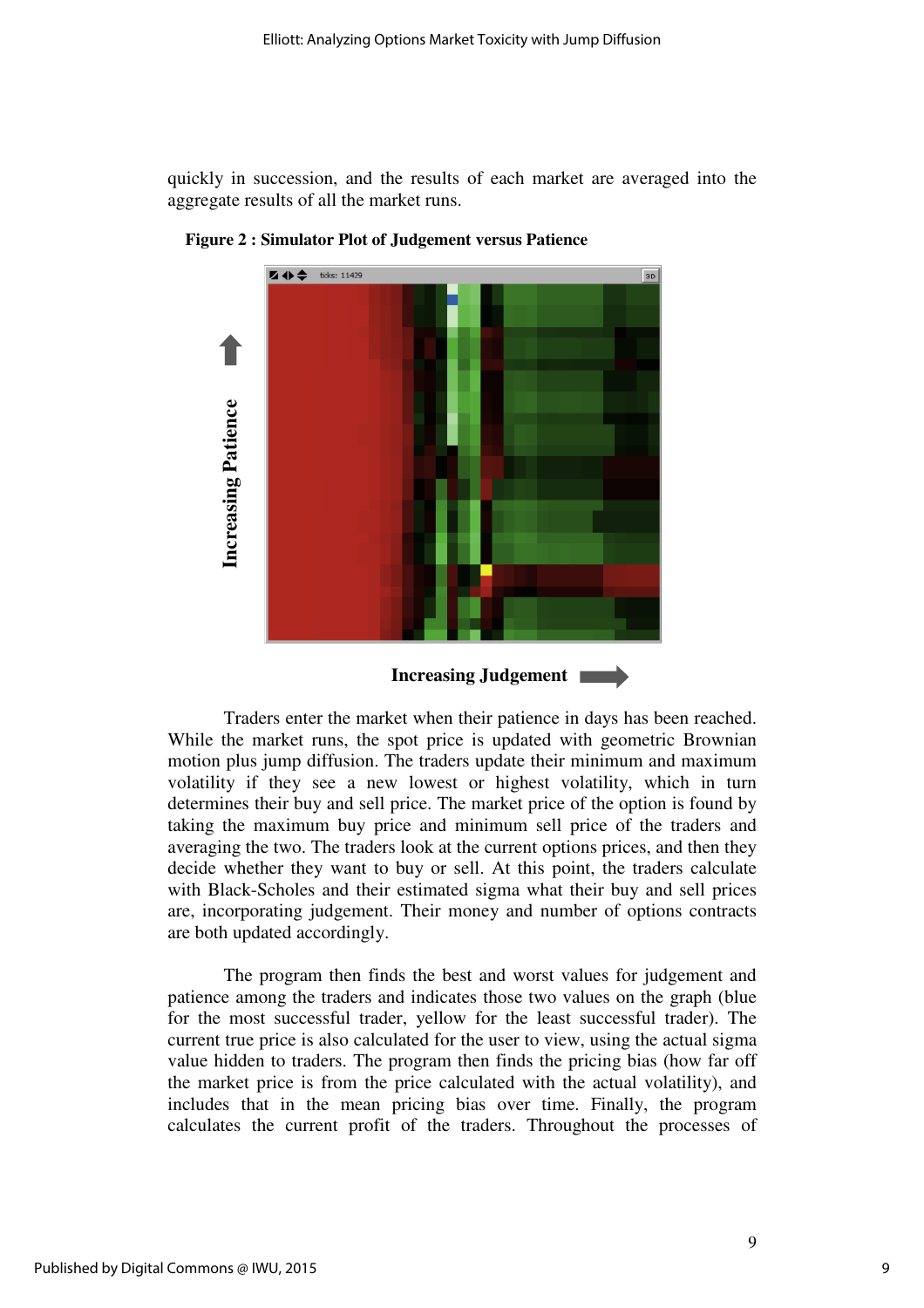quickly in succession, and the results of each market are averaged into the aggregate results of all the market runs.

**Figure 2 : Simulator Plot of Judgement versus Patience**

Increasing Patience

Increasing Judgement

Traders enter the market when their patience in days has been reached. While the market runs, the spot price is updated with geometric Brownian motion plus jump diffusion. The traders update their minimum and maximum volatility if they see a new lowest or highest volatility, which in turn determines their buy and sell price. The market price of the option is found by taking the maximum buy price and minimum sell price of the traders and averaging the two. The traders look at the current options prices, and then they decide whether they want to buy or sell. At this point, the traders calculate with Black-Scholes and their estimated sigma what their buy and sell prices are, incorporating judgement. Their money and number of options contracts are both updated accordingly.

The program then finds the best and worst values for judgement and patience among the traders and indicates those two values on the graph (blue for the most successful trader, yellow for the least successful trader). The current true price is also calculated for the user to view, using the actual sigma value hidden to traders. The program then finds the pricing bias (how far off the market price is from the price calculated with the actual volatility), and includes that in the mean pricing bias over time. Finally, the program calculates the current profit of the traders. Throughout the processes of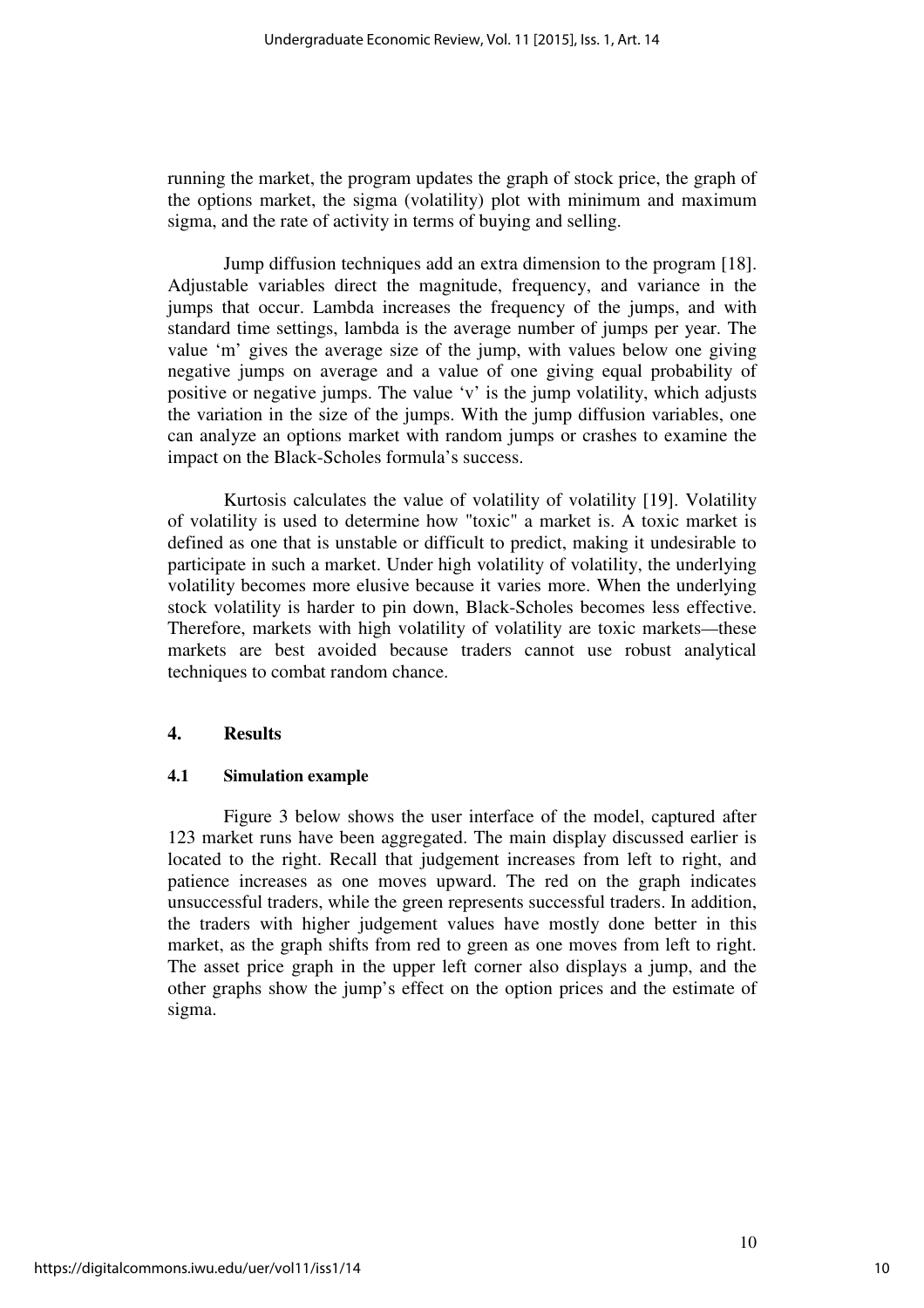running the market, the program updates the graph of stock price, the graph of the options market, the sigma (volatility) plot with minimum and maximum sigma, and the rate of activity in terms of buying and selling.

Jump diffusion techniques add an extra dimension to the program [18]. Adjustable variables direct the magnitude, frequency, and variance in the jumps that occur. Lambda increases the frequency of the jumps, and with standard time settings, lambda is the average number of jumps per year. The value 'm' gives the average size of the jump, with values below one giving negative jumps on average and a value of one giving equal probability of positive or negative jumps. The value 'v' is the jump volatility, which adjusts the variation in the size of the jumps. With the jump diffusion variables, one can analyze an options market with random jumps or crashes to examine the impact on the Black-Scholes formula's success.

Kurtosis calculates the value of volatility of volatility [19]. Volatility of volatility is used to determine how "toxic" a market is. A toxic market is defined as one that is unstable or difficult to predict, making it undesirable to participate in such a market. Under high volatility of volatility, the underlying volatility becomes more elusive because it varies more. When the underlying stock volatility is harder to pin down, Black-Scholes becomes less effective. Therefore, markets with high volatility of volatility are toxic markets—these markets are best avoided because traders cannot use robust analytical techniques to combat random chance.

## 4. Results

### 4.1 Simulation example

Figure 3 below shows the user interface of the model, captured after 123 market runs have been aggregated. The main display discussed earlier is located to the right. Recall that judgement increases from left to right, and patience increases as one moves upward. The red on the graph indicates unsuccessful traders, while the green represents successful traders. In addition, the traders with higher judgement values have mostly done better in this market, as the graph shifts from red to green as one moves from left to right. The asset price graph in the upper left corner also displays a jump, and the other graphs show the jump's effect on the option prices and the estimate of sigma.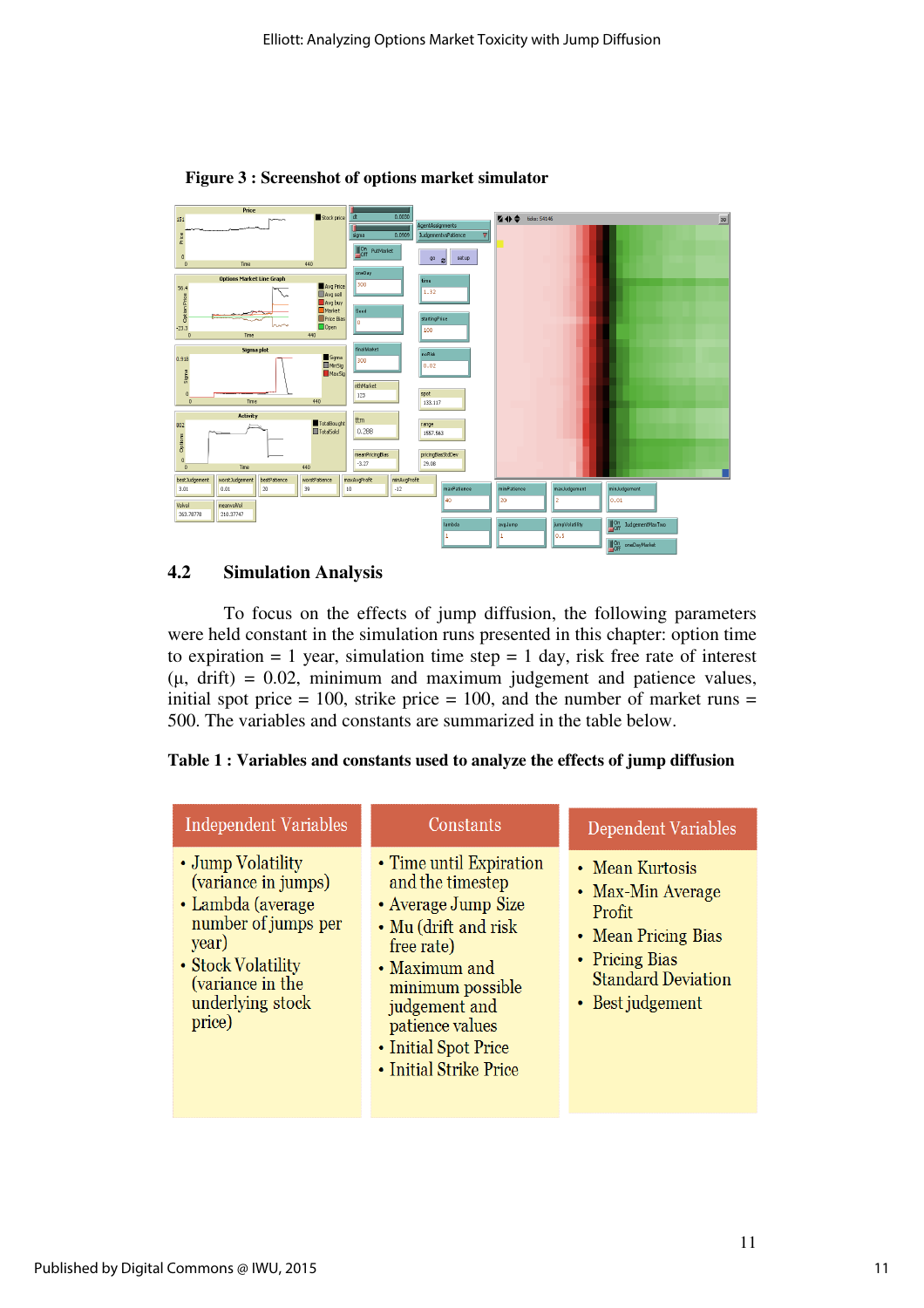**Figure 3 : Screenshot of options market simulator**

## 4.2 Simulation Analysis

To focus on the effects of jump diffusion, the following parameters were held constant in the simulation runs presented in this chapter: option time to expiration = 1 year, simulation time step = 1 day, risk free rate of interest (μ, drift) = 0.02, minimum and maximum judgement and patience values, initial spot price = 100, strike price = 100, and the number of market runs = 500. The variables and constants are summarized in the table below.

**Table 1 : Variables and constants used to analyze the effects of jump diffusion**

| Independent Variables | Constants | Dependent Variables |
|---|---|---|
| • Jump Volatility (variance in jumps)<br>• Lambda (average number of jumps per year)<br>• Stock Volatility (variance in the underlying stock price) | • Time until Expiration and the timestep<br>• Average Jump Size<br>• Mu (drift and risk free rate)<br>• Maximum and minimum possible judgement and patience values<br>• Initial Spot Price<br>• Initial Strike Price | • Mean Kurtosis<br>• Max-Min Average Profit<br>• Mean Pricing Bias<br>• Pricing Bias Standard Deviation<br>• Best judgement |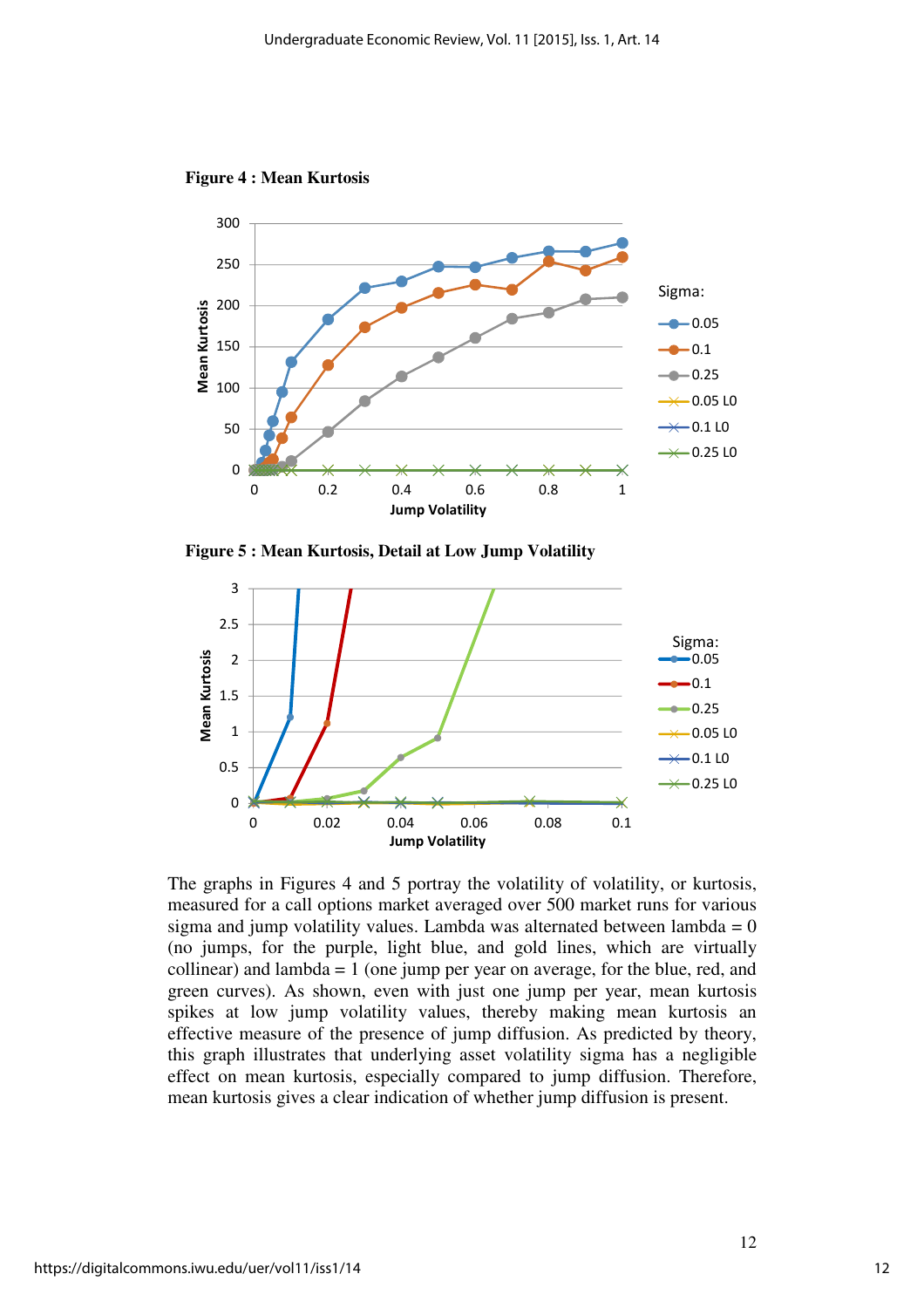**Figure 4 : Mean Kurtosis**

**Figure 5 : Mean Kurtosis, Detail at Low Jump Volatility**

The graphs in Figures 4 and 5 portray the volatility of volatility, or kurtosis, measured for a call options market averaged over 500 market runs for various sigma and jump volatility values. Lambda was alternated between lambda = 0 (no jumps, for the purple, light blue, and gold lines, which are virtually collinear) and lambda = 1 (one jump per year on average, for the blue, red, and green curves). As shown, even with just one jump per year, mean kurtosis spikes at low jump volatility values, thereby making mean kurtosis an effective measure of the presence of jump diffusion. As predicted by theory, this graph illustrates that underlying asset volatility sigma has a negligible effect on mean kurtosis, especially compared to jump diffusion. Therefore, mean kurtosis gives a clear indication of whether jump diffusion is present.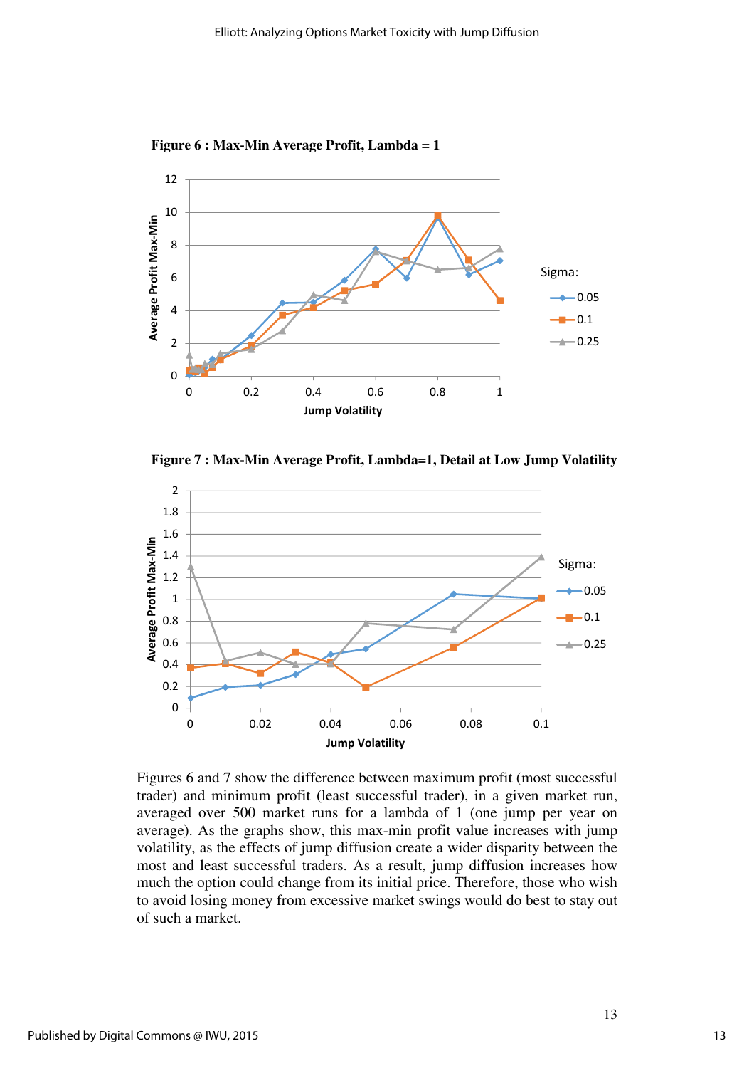**Figure 6 : Max-Min Average Profit, Lambda = 1**

**Figure 7 : Max-Min Average Profit, Lambda=1, Detail at Low Jump Volatility**

Figures 6 and 7 show the difference between maximum profit (most successful trader) and minimum profit (least successful trader), in a given market run, averaged over 500 market runs for a lambda of 1 (one jump per year on average). As the graphs show, this max-min profit value increases with jump volatility, as the effects of jump diffusion create a wider disparity between the most and least successful traders. As a result, jump diffusion increases how much the option could change from its initial price. Therefore, those who wish to avoid losing money from excessive market swings would do best to stay out of such a market.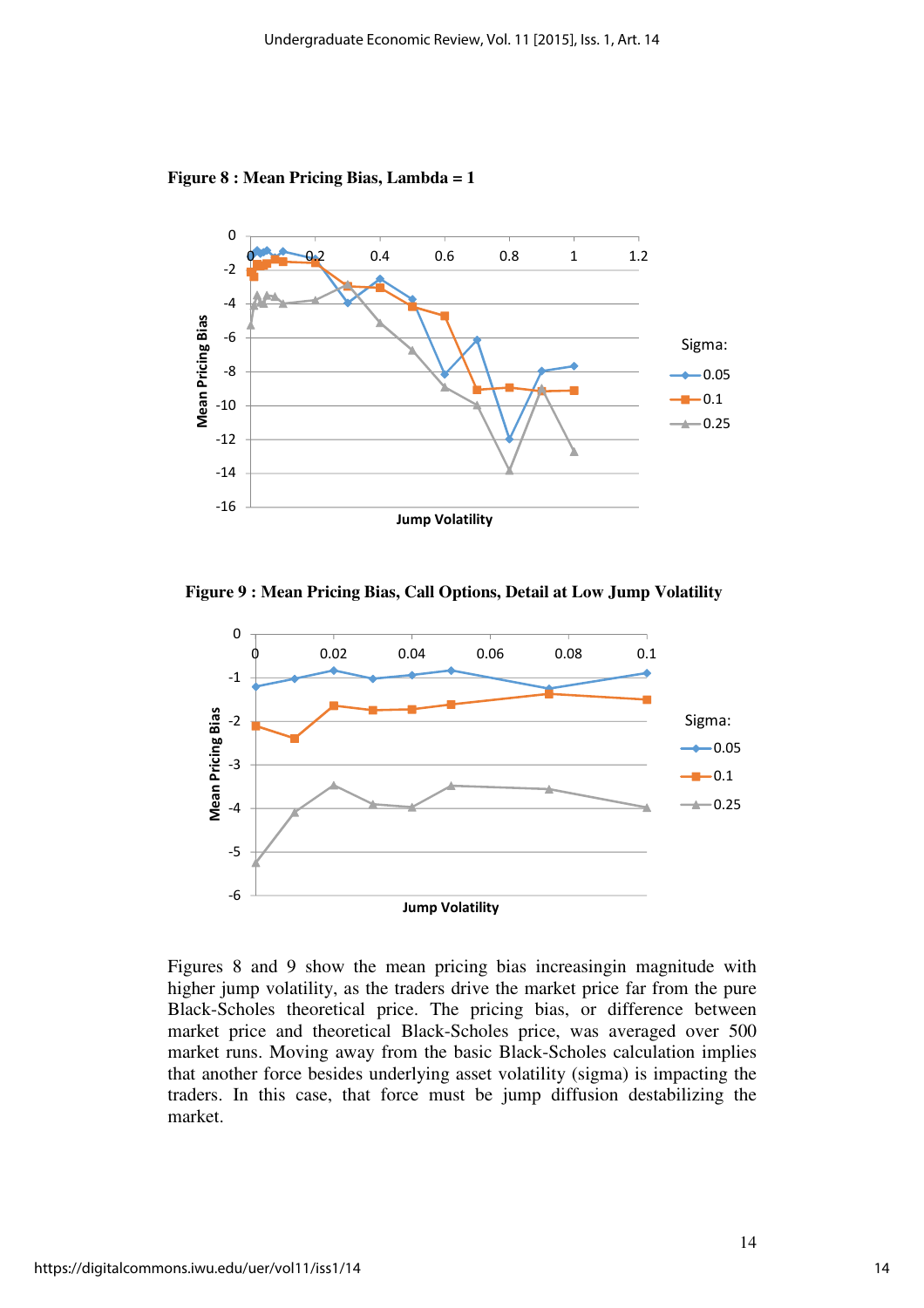**Figure 8 : Mean Pricing Bias, Lambda = 1**

**Figure 9 : Mean Pricing Bias, Call Options, Detail at Low Jump Volatility**

Figures 8 and 9 show the mean pricing bias increasingin magnitude with higher jump volatility, as the traders drive the market price far from the pure Black-Scholes theoretical price. The pricing bias, or difference between market price and theoretical Black-Scholes price, was averaged over 500 market runs. Moving away from the basic Black-Scholes calculation implies that another force besides underlying asset volatility (sigma) is impacting the traders. In this case, that force must be jump diffusion destabilizing the market.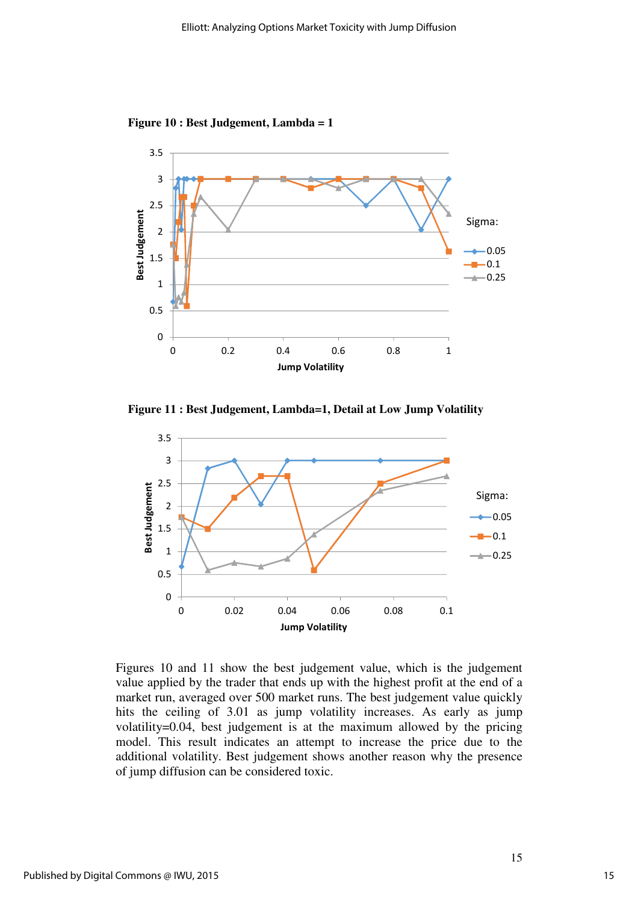**Figure 10 : Best Judgement, Lambda = 1**

**Figure 11 : Best Judgement, Lambda=1, Detail at Low Jump Volatility**

Figures 10 and 11 show the best judgement value, which is the judgement value applied by the trader that ends up with the highest profit at the end of a market run, averaged over 500 market runs. The best judgement value quickly hits the ceiling of 3.01 as jump volatility increases. As early as jump volatility=0.04, best judgement is at the maximum allowed by the pricing model. This result indicates an attempt to increase the price due to the additional volatility. Best judgement shows another reason why the presence of jump diffusion can be considered toxic.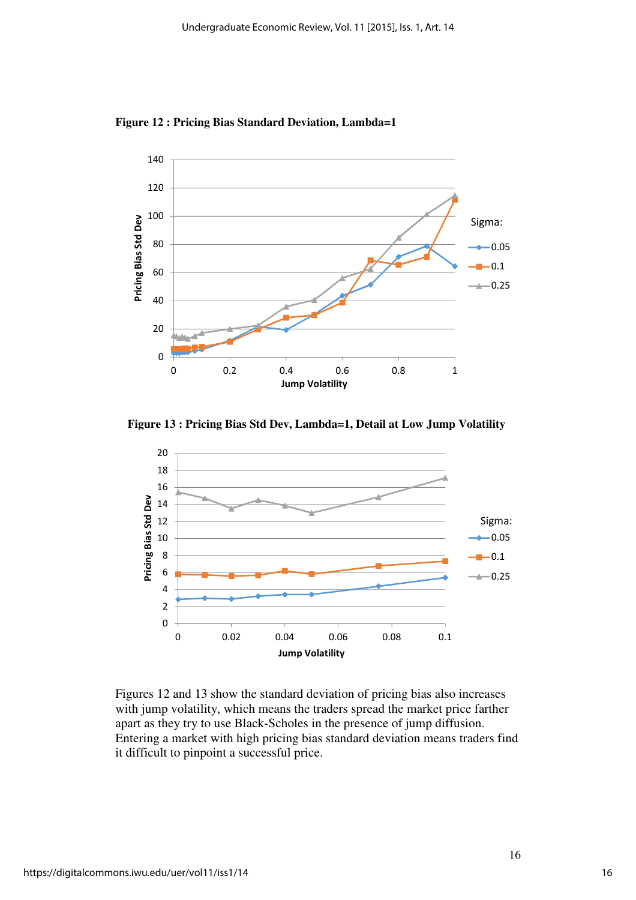**Figure 12 : Pricing Bias Standard Deviation, Lambda=1**

**Figure 13 : Pricing Bias Std Dev, Lambda=1, Detail at Low Jump Volatility**

Figures 12 and 13 show the standard deviation of pricing bias also increases with jump volatility, which means the traders spread the market price farther apart as they try to use Black-Scholes in the presence of jump diffusion. Entering a market with high pricing bias standard deviation means traders find it difficult to pinpoint a successful price.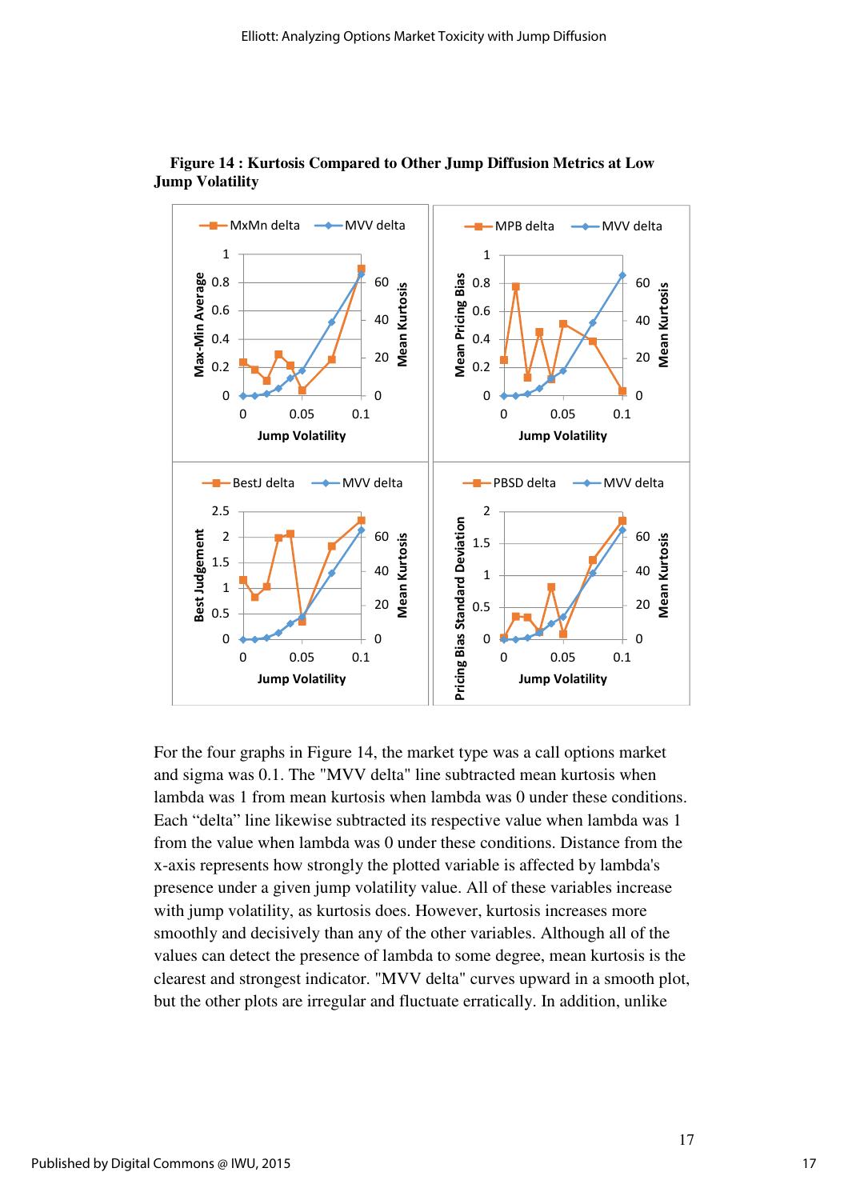**Figure 14 : Kurtosis Compared to Other Jump Diffusion Metrics at Low Jump Volatility**

For the four graphs in Figure 14, the market type was a call options market and sigma was 0.1. The "MVV delta" line subtracted mean kurtosis when lambda was 1 from mean kurtosis when lambda was 0 under these conditions. Each “delta” line likewise subtracted its respective value when lambda was 1 from the value when lambda was 0 under these conditions. Distance from the x-axis represents how strongly the plotted variable is affected by lambda's presence under a given jump volatility value. All of these variables increase with jump volatility, as kurtosis does. However, kurtosis increases more smoothly and decisively than any of the other variables. Although all of the values can detect the presence of lambda to some degree, mean kurtosis is the clearest and strongest indicator. "MVV delta" curves upward in a smooth plot, but the other plots are irregular and fluctuate erratically. In addition, unlike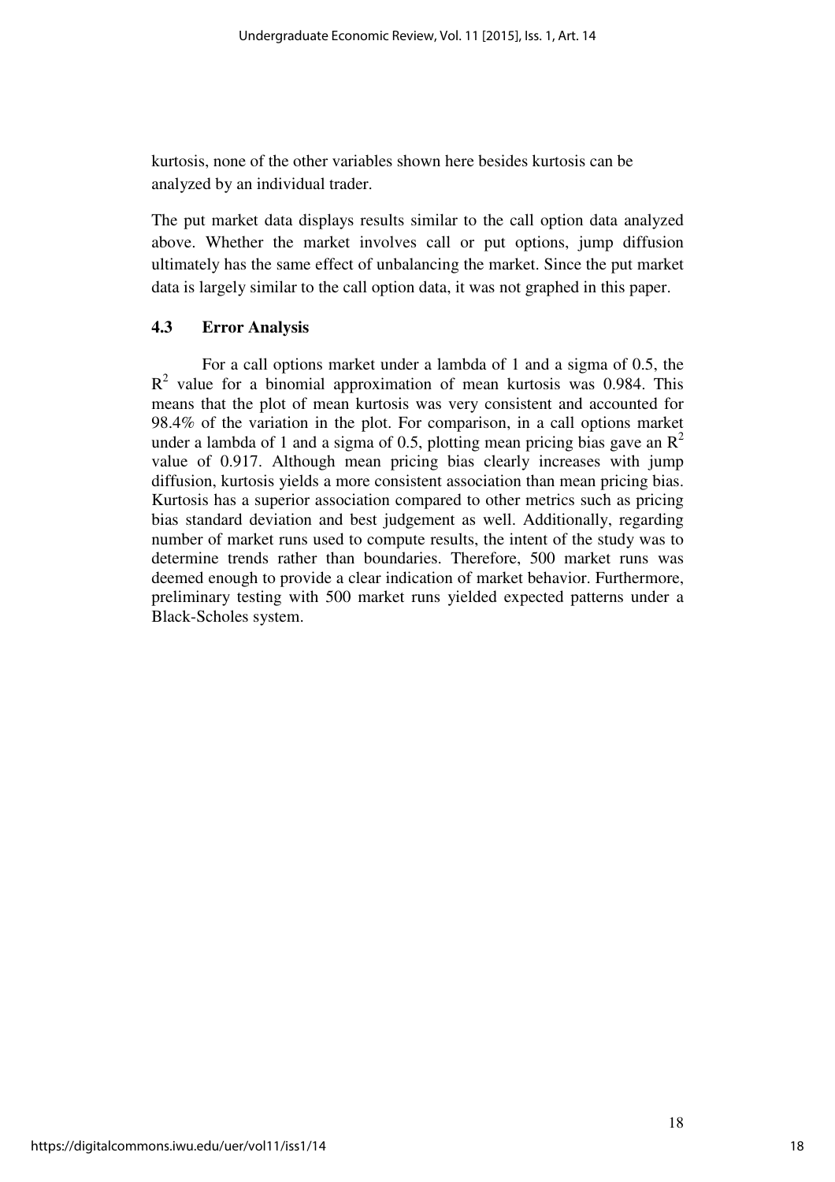kurtosis, none of the other variables shown here besides kurtosis can be analyzed by an individual trader.

The put market data displays results similar to the call option data analyzed above. Whether the market involves call or put options, jump diffusion ultimately has the same effect of unbalancing the market. Since the put market data is largely similar to the call option data, it was not graphed in this paper.

### 4.3 Error Analysis

For a call options market under a lambda of 1 and a sigma of 0.5, the $R^2$ value for a binomial approximation of mean kurtosis was 0.984. This means that the plot of mean kurtosis was very consistent and accounted for 98.4% of the variation in the plot. For comparison, in a call options market under a lambda of 1 and a sigma of 0.5, plotting mean pricing bias gave an $R^2$ value of 0.917. Although mean pricing bias clearly increases with jump diffusion, kurtosis yields a more consistent association than mean pricing bias. Kurtosis has a superior association compared to other metrics such as pricing bias standard deviation and best judgement as well. Additionally, regarding number of market runs used to compute results, the intent of the study was to determine trends rather than boundaries. Therefore, 500 market runs was deemed enough to provide a clear indication of market behavior. Furthermore, preliminary testing with 500 market runs yielded expected patterns under a Black-Scholes system.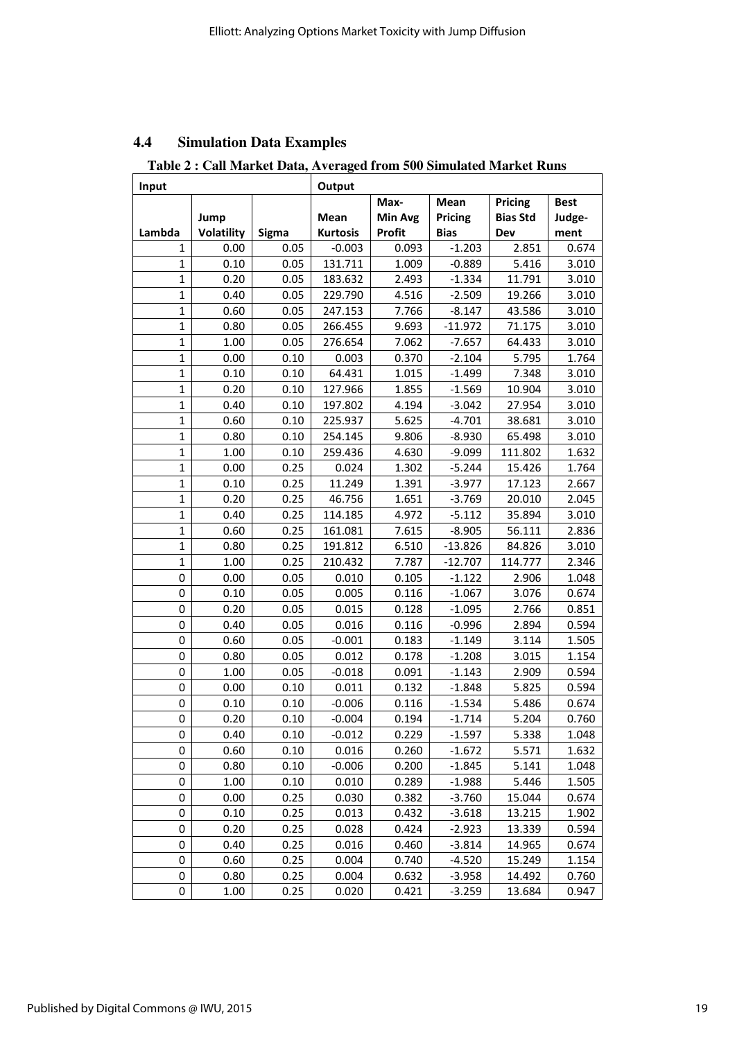## 4.4 Simulation Data Examples

**Table 2 : Call Market Data, Averaged from 500 Simulated Market Runs**

| Input | | | Output | | | | |
|---|---|---|---|---|---|---|---|
| Lambda | Jump Volatility | Sigma | Mean Kurtosis | Max-Min Avg Profit | Mean Pricing Bias | Pricing Bias Std Dev | Best Judge-ment |
| 1 | 0.00 | 0.05 | -0.003 | 0.093 | -1.203 | 2.851 | 0.674 |
| 1 | 0.10 | 0.05 | 131.711 | 1.009 | -0.889 | 5.416 | 3.010 |
| 1 | 0.20 | 0.05 | 183.632 | 2.493 | -1.334 | 11.791 | 3.010 |
| 1 | 0.40 | 0.05 | 229.790 | 4.516 | -2.509 | 19.266 | 3.010 |
| 1 | 0.60 | 0.05 | 247.153 | 7.766 | -8.147 | 43.586 | 3.010 |
| 1 | 0.80 | 0.05 | 266.455 | 9.693 | -11.972 | 71.175 | 3.010 |
| 1 | 1.00 | 0.05 | 276.654 | 7.062 | -7.657 | 64.433 | 3.010 |
| 1 | 0.00 | 0.10 | 0.003 | 0.370 | -2.104 | 5.795 | 1.764 |
| 1 | 0.10 | 0.10 | 64.431 | 1.015 | -1.499 | 7.348 | 3.010 |
| 1 | 0.20 | 0.10 | 127.966 | 1.855 | -1.569 | 10.904 | 3.010 |
| 1 | 0.40 | 0.10 | 197.802 | 4.194 | -3.042 | 27.954 | 3.010 |
| 1 | 0.60 | 0.10 | 225.937 | 5.625 | -4.701 | 38.681 | 3.010 |
| 1 | 0.80 | 0.10 | 254.145 | 9.806 | -8.930 | 65.498 | 3.010 |
| 1 | 1.00 | 0.10 | 259.436 | 4.630 | -9.099 | 111.802 | 1.632 |
| 1 | 0.00 | 0.25 | 0.024 | 1.302 | -5.244 | 15.426 | 1.764 |
| 1 | 0.10 | 0.25 | 11.249 | 1.391 | -3.977 | 17.123 | 2.667 |
| 1 | 0.20 | 0.25 | 46.756 | 1.651 | -3.769 | 20.010 | 2.045 |
| 1 | 0.40 | 0.25 | 114.185 | 4.972 | -5.112 | 35.894 | 3.010 |
| 1 | 0.60 | 0.25 | 161.081 | 7.615 | -8.905 | 56.111 | 2.836 |
| 1 | 0.80 | 0.25 | 191.812 | 6.510 | -13.826 | 84.826 | 3.010 |
| 1 | 1.00 | 0.25 | 210.432 | 7.787 | -12.707 | 114.777 | 2.346 |
| 0 | 0.00 | 0.05 | 0.010 | 0.105 | -1.122 | 2.906 | 1.048 |
| 0 | 0.10 | 0.05 | 0.005 | 0.116 | -1.067 | 3.076 | 0.674 |
| 0 | 0.20 | 0.05 | 0.015 | 0.128 | -1.095 | 2.766 | 0.851 |
| 0 | 0.40 | 0.05 | 0.016 | 0.116 | -0.996 | 2.894 | 0.594 |
| 0 | 0.60 | 0.05 | -0.001 | 0.183 | -1.149 | 3.114 | 1.505 |
| 0 | 0.80 | 0.05 | 0.012 | 0.178 | -1.208 | 3.015 | 1.154 |
| 0 | 1.00 | 0.05 | -0.018 | 0.091 | -1.143 | 2.909 | 0.594 |
| 0 | 0.00 | 0.10 | 0.011 | 0.132 | -1.848 | 5.825 | 0.594 |
| 0 | 0.10 | 0.10 | -0.006 | 0.116 | -1.534 | 5.486 | 0.674 |
| 0 | 0.20 | 0.10 | -0.004 | 0.194 | -1.714 | 5.204 | 0.760 |
| 0 | 0.40 | 0.10 | -0.012 | 0.229 | -1.597 | 5.338 | 1.048 |
| 0 | 0.60 | 0.10 | 0.016 | 0.260 | -1.672 | 5.571 | 1.632 |
| 0 | 0.80 | 0.10 | -0.006 | 0.200 | -1.845 | 5.141 | 1.048 |
| 0 | 1.00 | 0.10 | 0.010 | 0.289 | -1.988 | 5.446 | 1.505 |
| 0 | 0.00 | 0.25 | 0.030 | 0.382 | -3.760 | 15.044 | 0.674 |
| 0 | 0.10 | 0.25 | 0.013 | 0.432 | -3.618 | 13.215 | 1.902 |
| 0 | 0.20 | 0.25 | 0.028 | 0.424 | -2.923 | 13.339 | 0.594 |
| 0 | 0.40 | 0.25 | 0.016 | 0.460 | -3.814 | 14.965 | 0.674 |
| 0 | 0.60 | 0.25 | 0.004 | 0.740 | -4.520 | 15.249 | 1.154 |
| 0 | 0.80 | 0.25 | 0.004 | 0.632 | -3.958 | 14.492 | 0.760 |
| 0 | 1.00 | 0.25 | 0.020 | 0.421 | -3.259 | 13.684 | 0.947 |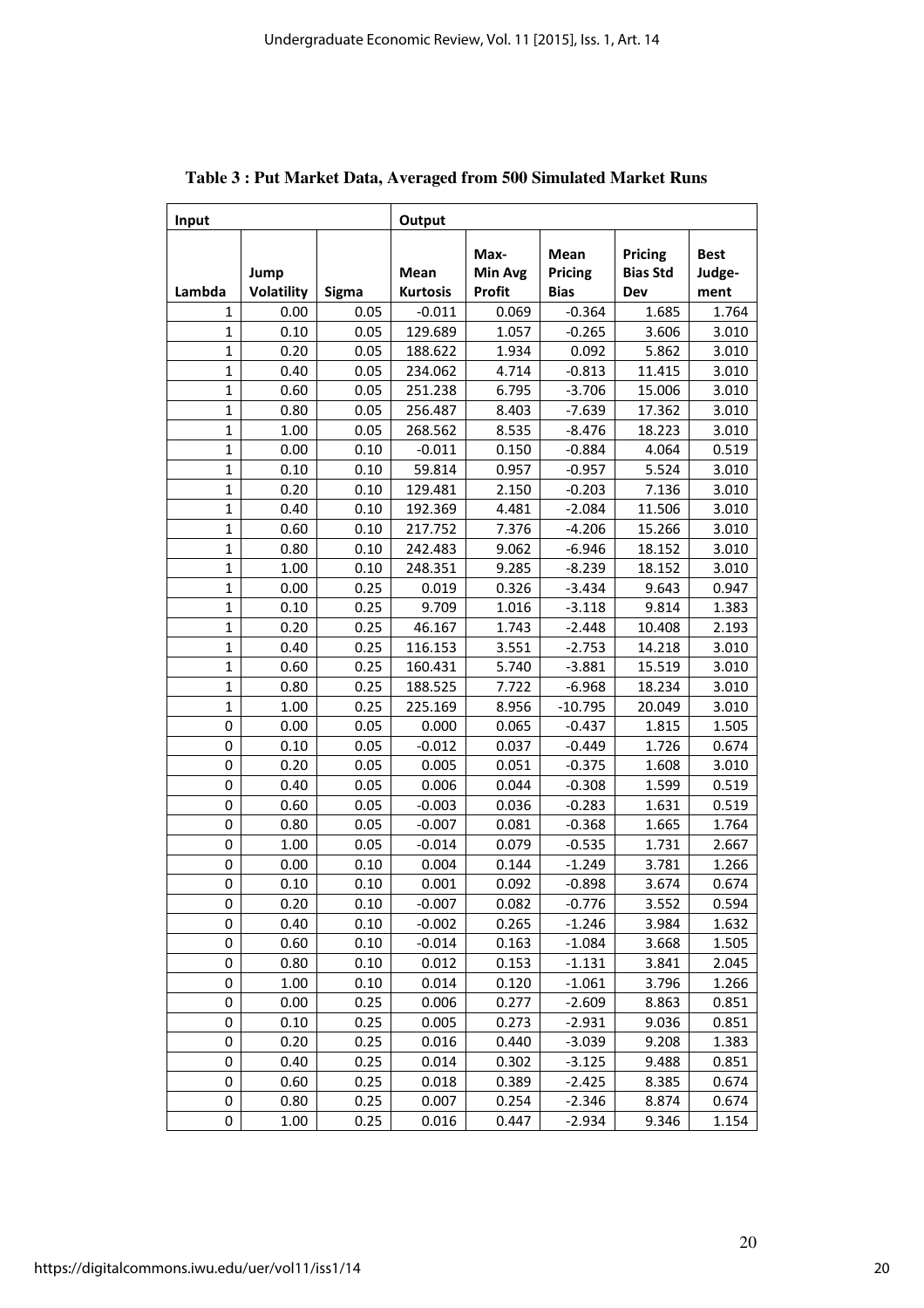**Table 3 : Put Market Data, Averaged from 500 Simulated Market Runs**

| Input | | | Output | | | | |
|---|---|---|---|---|---|---|---|
| Lambda | Jump Volatility | Sigma | Mean Kurtosis | Max-Min Avg Profit | Mean Pricing Bias | Pricing Bias Std Dev | Best Judge-ment |
| 1 | 0.00 | 0.05 | -0.011 | 0.069 | -0.364 | 1.685 | 1.764 |
| 1 | 0.10 | 0.05 | 129.689 | 1.057 | -0.265 | 3.606 | 3.010 |
| 1 | 0.20 | 0.05 | 188.622 | 1.934 | 0.092 | 5.862 | 3.010 |
| 1 | 0.40 | 0.05 | 234.062 | 4.714 | -0.813 | 11.415 | 3.010 |
| 1 | 0.60 | 0.05 | 251.238 | 6.795 | -3.706 | 15.006 | 3.010 |
| 1 | 0.80 | 0.05 | 256.487 | 8.403 | -7.639 | 17.362 | 3.010 |
| 1 | 1.00 | 0.05 | 268.562 | 8.535 | -8.476 | 18.223 | 3.010 |
| 1 | 0.00 | 0.10 | -0.011 | 0.150 | -0.884 | 4.064 | 0.519 |
| 1 | 0.10 | 0.10 | 59.814 | 0.957 | -0.957 | 5.524 | 3.010 |
| 1 | 0.20 | 0.10 | 129.481 | 2.150 | -0.203 | 7.136 | 3.010 |
| 1 | 0.40 | 0.10 | 192.369 | 4.481 | -2.084 | 11.506 | 3.010 |
| 1 | 0.60 | 0.10 | 217.752 | 7.376 | -4.206 | 15.266 | 3.010 |
| 1 | 0.80 | 0.10 | 242.483 | 9.062 | -6.946 | 18.152 | 3.010 |
| 1 | 1.00 | 0.10 | 248.351 | 9.285 | -8.239 | 18.152 | 3.010 |
| 1 | 0.00 | 0.25 | 0.019 | 0.326 | -3.434 | 9.643 | 0.947 |
| 1 | 0.10 | 0.25 | 9.709 | 1.016 | -3.118 | 9.814 | 1.383 |
| 1 | 0.20 | 0.25 | 46.167 | 1.743 | -2.448 | 10.408 | 2.193 |
| 1 | 0.40 | 0.25 | 116.153 | 3.551 | -2.753 | 14.218 | 3.010 |
| 1 | 0.60 | 0.25 | 160.431 | 5.740 | -3.881 | 15.519 | 3.010 |
| 1 | 0.80 | 0.25 | 188.525 | 7.722 | -6.968 | 18.234 | 3.010 |
| 1 | 1.00 | 0.25 | 225.169 | 8.956 | -10.795 | 20.049 | 3.010 |
| 0 | 0.00 | 0.05 | 0.000 | 0.065 | -0.437 | 1.815 | 1.505 |
| 0 | 0.10 | 0.05 | -0.012 | 0.037 | -0.449 | 1.726 | 0.674 |
| 0 | 0.20 | 0.05 | 0.005 | 0.051 | -0.375 | 1.608 | 3.010 |
| 0 | 0.40 | 0.05 | 0.006 | 0.044 | -0.308 | 1.599 | 0.519 |
| 0 | 0.60 | 0.05 | -0.003 | 0.036 | -0.283 | 1.631 | 0.519 |
| 0 | 0.80 | 0.05 | -0.007 | 0.081 | -0.368 | 1.665 | 1.764 |
| 0 | 1.00 | 0.05 | -0.014 | 0.079 | -0.535 | 1.731 | 2.667 |
| 0 | 0.00 | 0.10 | 0.004 | 0.144 | -1.249 | 3.781 | 1.266 |
| 0 | 0.10 | 0.10 | 0.001 | 0.092 | -0.898 | 3.674 | 0.674 |
| 0 | 0.20 | 0.10 | -0.007 | 0.082 | -0.776 | 3.552 | 0.594 |
| 0 | 0.40 | 0.10 | -0.002 | 0.265 | -1.246 | 3.984 | 1.632 |
| 0 | 0.60 | 0.10 | -0.014 | 0.163 | -1.084 | 3.668 | 1.505 |
| 0 | 0.80 | 0.10 | 0.012 | 0.153 | -1.131 | 3.841 | 2.045 |
| 0 | 1.00 | 0.10 | 0.014 | 0.120 | -1.061 | 3.796 | 1.266 |
| 0 | 0.00 | 0.25 | 0.006 | 0.277 | -2.609 | 8.863 | 0.851 |
| 0 | 0.10 | 0.25 | 0.005 | 0.273 | -2.931 | 9.036 | 0.851 |
| 0 | 0.20 | 0.25 | 0.016 | 0.440 | -3.039 | 9.208 | 1.383 |
| 0 | 0.40 | 0.25 | 0.014 | 0.302 | -3.125 | 9.488 | 0.851 |
| 0 | 0.60 | 0.25 | 0.018 | 0.389 | -2.425 | 8.385 | 0.674 |
| 0 | 0.80 | 0.25 | 0.007 | 0.254 | -2.346 | 8.874 | 0.674 |
| 0 | 1.00 | 0.25 | 0.016 | 0.447 | -2.934 | 9.346 | 1.154 |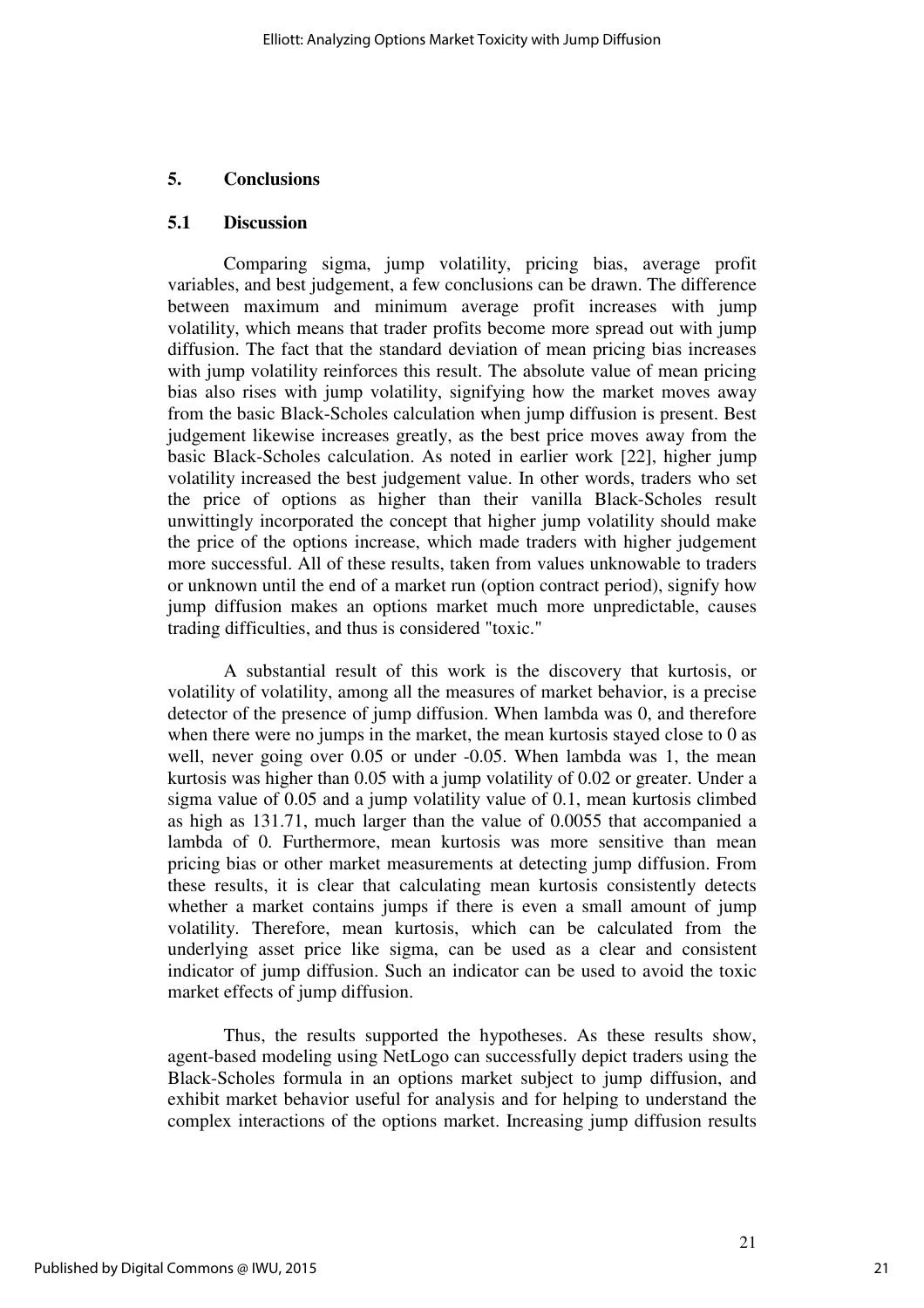## 5. Conclusions

### 5.1 Discussion

Comparing sigma, jump volatility, pricing bias, average profit variables, and best judgement, a few conclusions can be drawn. The difference between maximum and minimum average profit increases with jump volatility, which means that trader profits become more spread out with jump diffusion. The fact that the standard deviation of mean pricing bias increases with jump volatility reinforces this result. The absolute value of mean pricing bias also rises with jump volatility, signifying how the market moves away from the basic Black-Scholes calculation when jump diffusion is present. Best judgement likewise increases greatly, as the best price moves away from the basic Black-Scholes calculation. As noted in earlier work [22], higher jump volatility increased the best judgement value. In other words, traders who set the price of options as higher than their vanilla Black-Scholes result unwittingly incorporated the concept that higher jump volatility should make the price of the options increase, which made traders with higher judgement more successful. All of these results, taken from values unknowable to traders or unknown until the end of a market run (option contract period), signify how jump diffusion makes an options market much more unpredictable, causes trading difficulties, and thus is considered "toxic."

A substantial result of this work is the discovery that kurtosis, or volatility of volatility, among all the measures of market behavior, is a precise detector of the presence of jump diffusion. When lambda was 0, and therefore when there were no jumps in the market, the mean kurtosis stayed close to 0 as well, never going over 0.05 or under -0.05. When lambda was 1, the mean kurtosis was higher than 0.05 with a jump volatility of 0.02 or greater. Under a sigma value of 0.05 and a jump volatility value of 0.1, mean kurtosis climbed as high as 131.71, much larger than the value of 0.0055 that accompanied a lambda of 0. Furthermore, mean kurtosis was more sensitive than mean pricing bias or other market measurements at detecting jump diffusion. From these results, it is clear that calculating mean kurtosis consistently detects whether a market contains jumps if there is even a small amount of jump volatility. Therefore, mean kurtosis, which can be calculated from the underlying asset price like sigma, can be used as a clear and consistent indicator of jump diffusion. Such an indicator can be used to avoid the toxic market effects of jump diffusion.

Thus, the results supported the hypotheses. As these results show, agent-based modeling using NetLogo can successfully depict traders using the Black-Scholes formula in an options market subject to jump diffusion, and exhibit market behavior useful for analysis and for helping to understand the complex interactions of the options market. Increasing jump diffusion results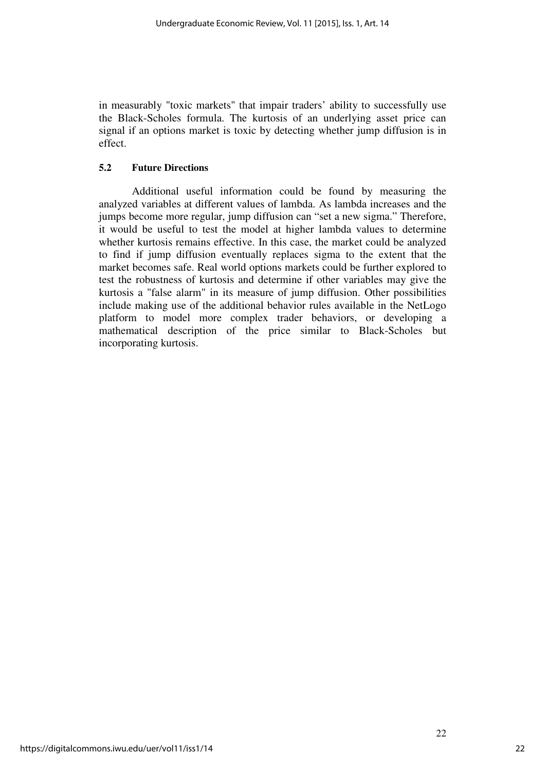in measurably "toxic markets" that impair traders' ability to successfully use the Black-Scholes formula. The kurtosis of an underlying asset price can signal if an options market is toxic by detecting whether jump diffusion is in effect.

### 5.2 Future Directions

Additional useful information could be found by measuring the analyzed variables at different values of lambda. As lambda increases and the jumps become more regular, jump diffusion can "set a new sigma." Therefore, it would be useful to test the model at higher lambda values to determine whether kurtosis remains effective. In this case, the market could be analyzed to find if jump diffusion eventually replaces sigma to the extent that the market becomes safe. Real world options markets could be further explored to test the robustness of kurtosis and determine if other variables may give the kurtosis a "false alarm" in its measure of jump diffusion. Other possibilities include making use of the additional behavior rules available in the NetLogo platform to model more complex trader behaviors, or developing a mathematical description of the price similar to Black-Scholes but incorporating kurtosis.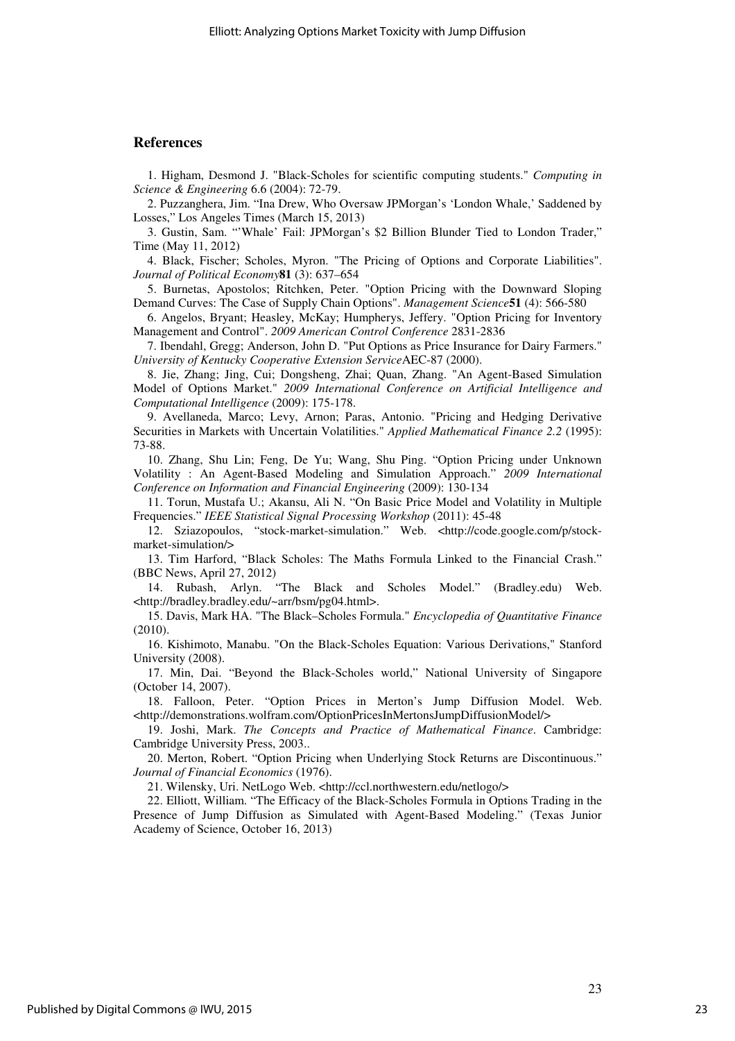## References

1. Higham, Desmond J. "Black-Scholes for scientific computing students." *Computing in Science & Engineering* 6.6 (2004): 72-79.

2. Puzzanghera, Jim. "Ina Drew, Who Oversaw JPMorgan's 'London Whale,' Saddened by Losses," Los Angeles Times (March 15, 2013)

3. Gustin, Sam. "'Whale' Fail: JPMorgan's $2 Billion Blunder Tied to London Trader," Time (May 11, 2012)

4. Black, Fischer; Scholes, Myron. "The Pricing of Options and Corporate Liabilities". *Journal of Political Economy* **81** (3): 637–654

5. Burnetas, Apostolos; Ritchken, Peter. "Option Pricing with the Downward Sloping Demand Curves: The Case of Supply Chain Options". *Management Science* **51** (4): 566-580

6. Angelos, Bryant; Heasley, McKay; Humpherys, Jeffery. "Option Pricing for Inventory Management and Control". *2009 American Control Conference* 2831-2836

7. Ibendahl, Gregg; Anderson, John D. "Put Options as Price Insurance for Dairy Farmers." *University of Kentucky Cooperative Extension Service* AEC-87 (2000).

8. Jie, Zhang; Jing, Cui; Dongsheng, Zhai; Quan, Zhang. "An Agent-Based Simulation Model of Options Market." *2009 International Conference on Artificial Intelligence and Computational Intelligence* (2009): 175-178.

9. Avellaneda, Marco; Levy, Arnon; Paras, Antonio. "Pricing and Hedging Derivative Securities in Markets with Uncertain Volatilities." *Applied Mathematical Finance 2.2* (1995): 73-88.

10. Zhang, Shu Lin; Feng, De Yu; Wang, Shu Ping. "Option Pricing under Unknown Volatility : An Agent-Based Modeling and Simulation Approach." *2009 International Conference on Information and Financial Engineering* (2009): 130-134

11. Torun, Mustafa U.; Akansu, Ali N. "On Basic Price Model and Volatility in Multiple Frequencies." *IEEE Statistical Signal Processing Workshop* (2011): 45-48

12. Sziazopoulos, "stock-market-simulation." Web. <http://code.google.com/p/stock-market-simulation/>

13. Tim Harford, "Black Scholes: The Maths Formula Linked to the Financial Crash." (BBC News, April 27, 2012)

14. Rubash, Arlyn. "The Black and Scholes Model." (Bradley.edu) Web. <http://bradley.bradley.edu/~arr/bsm/pg04.html>.

15. Davis, Mark HA. "The Black–Scholes Formula." *Encyclopedia of Quantitative Finance* (2010).

16. Kishimoto, Manabu. "On the Black-Scholes Equation: Various Derivations," Stanford University (2008).

17. Min, Dai. "Beyond the Black-Scholes world," National University of Singapore (October 14, 2007).

18. Falloon, Peter. "Option Prices in Merton's Jump Diffusion Model. Web. <http://demonstrations.wolfram.com/OptionPricesInMertonsJumpDiffusionModel/>

19. Joshi, Mark. *The Concepts and Practice of Mathematical Finance*. Cambridge: Cambridge University Press, 2003..

20. Merton, Robert. "Option Pricing when Underlying Stock Returns are Discontinuous." *Journal of Financial Economics* (1976).

21. Wilensky, Uri. NetLogo Web. <http://ccl.northwestern.edu/netlogo/>

22. Elliott, William. "The Efficacy of the Black-Scholes Formula in Options Trading in the Presence of Jump Diffusion as Simulated with Agent-Based Modeling." (Texas Junior Academy of Science, October 16, 2013)